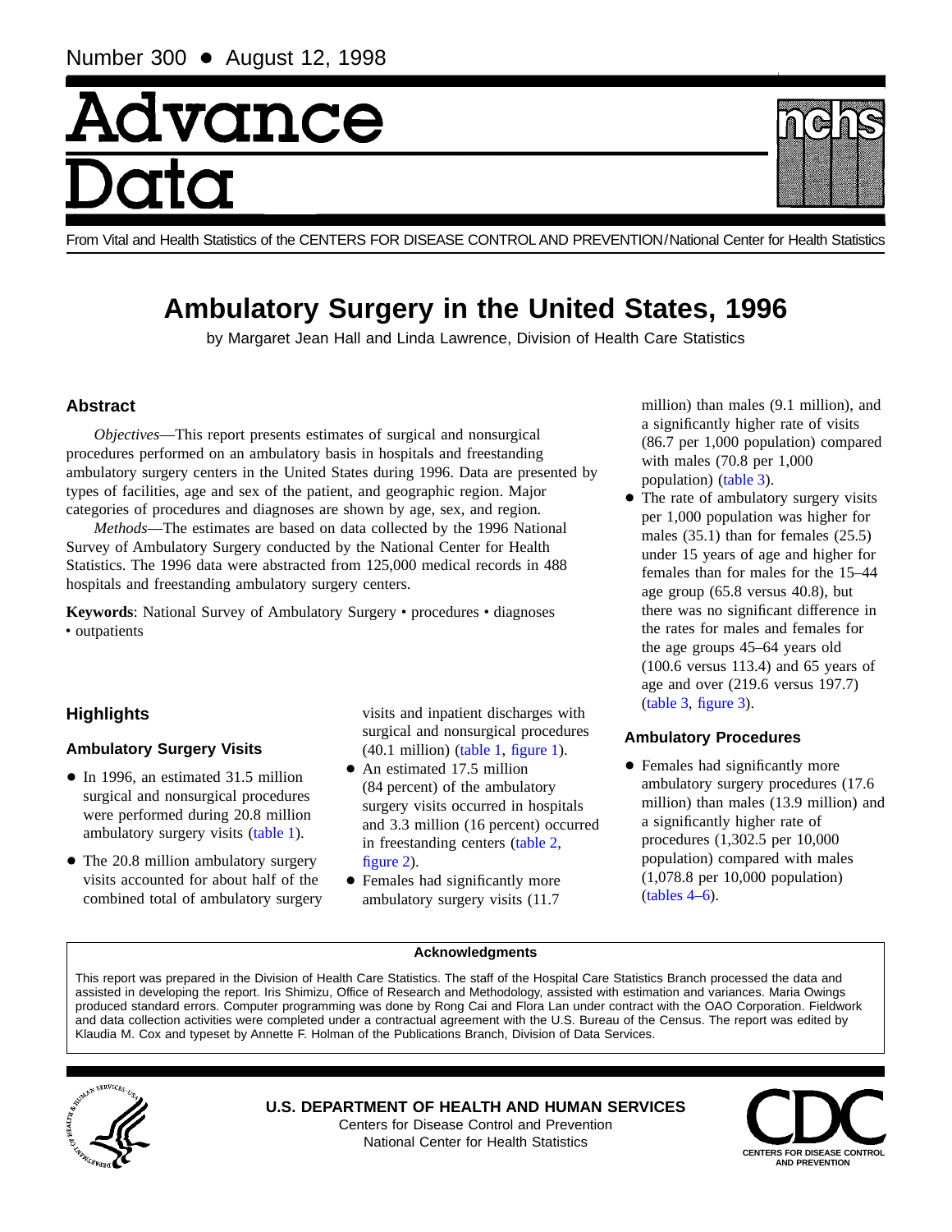Number 300 • August 12, 1998

# Advance Data

From Vital and Health Statistics of the CENTERS FOR DISEASE CONTROL AND PREVENTION/National Center for Health Statistics

# Ambulatory Surgery in the United States, 1996

by Margaret Jean Hall and Linda Lawrence, Division of Health Care Statistics

## Abstract

*Objectives*—This report presents estimates of surgical and nonsurgical procedures performed on an ambulatory basis in hospitals and freestanding ambulatory surgery centers in the United States during 1996. Data are presented by types of facilities, age and sex of the patient, and geographic region. Major categories of procedures and diagnoses are shown by age, sex, and region.

*Methods*—The estimates are based on data collected by the 1996 National Survey of Ambulatory Surgery conducted by the National Center for Health Statistics. The 1996 data were abstracted from 125,000 medical records in 488 hospitals and freestanding ambulatory surgery centers.

**Keywords**: National Survey of Ambulatory Surgery • procedures • diagnoses • outpatients

## Highlights

### Ambulatory Surgery Visits

- In 1996, an estimated 31.5 million surgical and nonsurgical procedures were performed during 20.8 million ambulatory surgery visits (table 1).
- The 20.8 million ambulatory surgery visits accounted for about half of the combined total of ambulatory surgery visits and inpatient discharges with surgical and nonsurgical procedures (40.1 million) (table 1, figure 1).
- An estimated 17.5 million (84 percent) of the ambulatory surgery visits occurred in hospitals and 3.3 million (16 percent) occurred in freestanding centers (table 2, figure 2).
- Females had significantly more ambulatory surgery visits (11.7 million) than males (9.1 million), and a significantly higher rate of visits (86.7 per 1,000 population) compared with males (70.8 per 1,000 population) (table 3).
- The rate of ambulatory surgery visits per 1,000 population was higher for males (35.1) than for females (25.5) under 15 years of age and higher for females than for males for the 15–44 age group (65.8 versus 40.8), but there was no significant difference in the rates for males and females for the age groups 45–64 years old (100.6 versus 113.4) and 65 years of age and over (219.6 versus 197.7) (table 3, figure 3).

### Ambulatory Procedures

- Females had significantly more ambulatory surgery procedures (17.6 million) than males (13.9 million) and a significantly higher rate of procedures (1,302.5 per 10,000 population) compared with males (1,078.8 per 10,000 population) (tables 4–6).

**Acknowledgments**

This report was prepared in the Division of Health Care Statistics. The staff of the Hospital Care Statistics Branch processed the data and assisted in developing the report. Iris Shimizu, Office of Research and Methodology, assisted with estimation and variances. Maria Owings produced standard errors. Computer programming was done by Rong Cai and Flora Lan under contract with the OAO Corporation. Fieldwork and data collection activities were completed under a contractual agreement with the U.S. Bureau of the Census. The report was edited by Klaudia M. Cox and typeset by Annette F. Holman of the Publications Branch, Division of Data Services.

U.S. DEPARTMENT OF HEALTH AND HUMAN SERVICES
Centers for Disease Control and Prevention
National Center for Health Statistics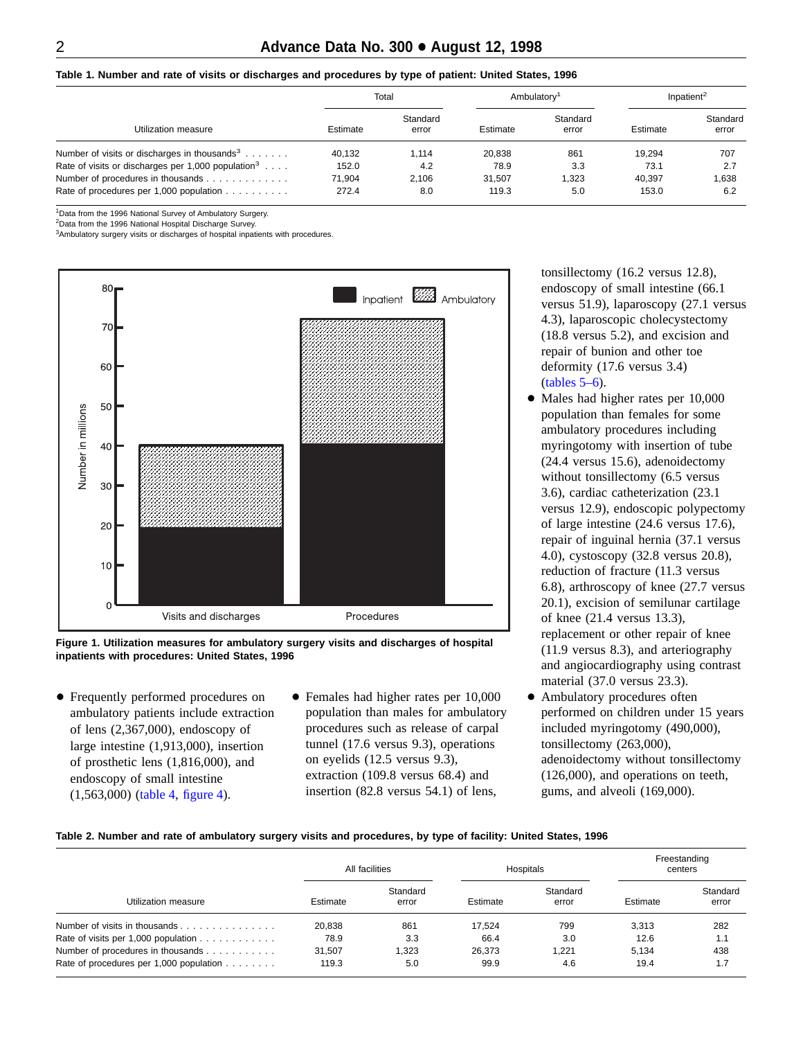**Table 1. Number and rate of visits or discharges and procedures by type of patient: United States, 1996**

| Utilization measure | Total | | Ambulatory[1] | | Inpatient[2] | |
|---|---|---|---|---|---|---|
| | Estimate | Standard error | Estimate | Standard error | Estimate | Standard error |
| Number of visits or discharges in thousands[3] | 40,132 | 1,114 | 20,838 | 861 | 19,294 | 707 |
| Rate of visits or discharges per 1,000 population[3] | 152.0 | 4.2 | 78.9 | 3.3 | 73.1 | 2.7 |
| Number of procedures in thousands | 71,904 | 2,106 | 31,507 | 1,323 | 40,397 | 1,638 |
| Rate of procedures per 1,000 population | 272.4 | 8.0 | 119.3 | 5.0 | 153.0 | 6.2 |

[1]Data from the 1996 National Survey of Ambulatory Surgery.
[2]Data from the 1996 National Hospital Discharge Survey.
[3]Ambulatory surgery visits or discharges of hospital inpatients with procedures.

**Figure 1. Utilization measures for ambulatory surgery visits and discharges of hospital inpatients with procedures: United States, 1996**

- Frequently performed procedures on ambulatory patients include extraction of lens (2,367,000), endoscopy of large intestine (1,913,000), insertion of prosthetic lens (1,816,000), and endoscopy of small intestine (1,563,000) (table 4, figure 4).
- Females had higher rates per 10,000 population than males for ambulatory procedures such as release of carpal tunnel (17.6 versus 9.3), operations on eyelids (12.5 versus 9.3), extraction (109.8 versus 68.4) and insertion (82.8 versus 54.1) of lens, tonsillectomy (16.2 versus 12.8), endoscopy of small intestine (66.1 versus 51.9), laparoscopy (27.1 versus 4.3), laparoscopic cholecystectomy (18.8 versus 5.2), and excision and repair of bunion and other toe deformity (17.6 versus 3.4) (tables 5–6).
- Males had higher rates per 10,000 population than females for some ambulatory procedures including myringotomy with insertion of tube (24.4 versus 15.6), adenoidectomy without tonsillectomy (6.5 versus 3.6), cardiac catheterization (23.1 versus 12.9), endoscopic polypectomy of large intestine (24.6 versus 17.6), repair of inguinal hernia (37.1 versus 4.0), cystoscopy (32.8 versus 20.8), reduction of fracture (11.3 versus 6.8), arthroscopy of knee (27.7 versus 20.1), excision of semilunar cartilage of knee (21.4 versus 13.3), replacement or other repair of knee (11.9 versus 8.3), and arteriography and angiocardiography using contrast material (37.0 versus 23.3).
- Ambulatory procedures often performed on children under 15 years included myringotomy (490,000), tonsillectomy (263,000), adenoidectomy without tonsillectomy (126,000), and operations on teeth, gums, and alveoli (169,000).

**Table 2. Number and rate of ambulatory surgery visits and procedures, by type of facility: United States, 1996**

| Utilization measure | All facilities | | Hospitals | | Freestanding centers | |
|---|---|---|---|---|---|---|
| | Estimate | Standard error | Estimate | Standard error | Estimate | Standard error |
| Number of visits in thousands | 20,838 | 861 | 17,524 | 799 | 3,313 | 282 |
| Rate of visits per 1,000 population | 78.9 | 3.3 | 66.4 | 3.0 | 12.6 | 1.1 |
| Number of procedures in thousands | 31,507 | 1,323 | 26,373 | 1,221 | 5,134 | 438 |
| Rate of procedures per 1,000 population | 119.3 | 5.0 | 99.9 | 4.6 | 19.4 | 1.7 |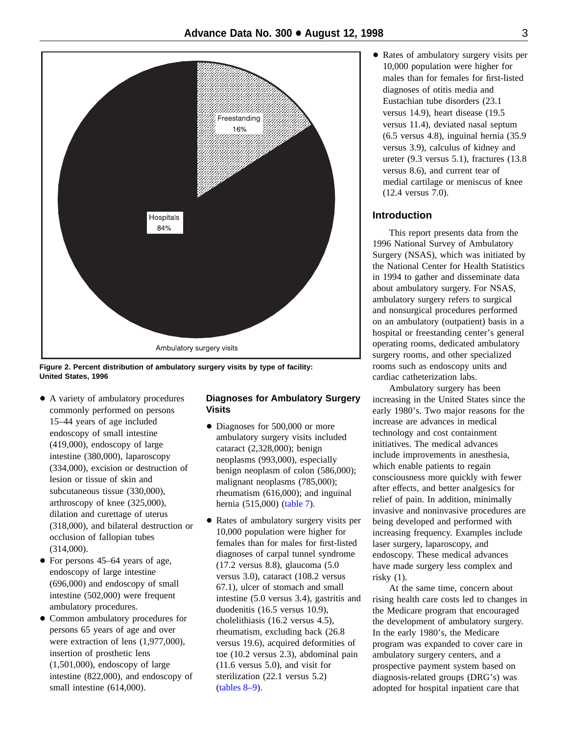Freestanding 16%

Hospitals 84%

Ambulatory surgery visits

**Figure 2. Percent distribution of ambulatory surgery visits by type of facility: United States, 1996**

- A variety of ambulatory procedures commonly performed on persons 15–44 years of age included endoscopy of small intestine (419,000), endoscopy of large intestine (380,000), laparoscopy (334,000), excision or destruction of lesion or tissue of skin and subcutaneous tissue (330,000), arthroscopy of knee (325,000), dilation and curettage of uterus (318,000), and bilateral destruction or occlusion of fallopian tubes (314,000).
- For persons 45–64 years of age, endoscopy of large intestine (696,000) and endoscopy of small intestine (502,000) were frequent ambulatory procedures.
- Common ambulatory procedures for persons 65 years of age and over were extraction of lens (1,977,000), insertion of prosthetic lens (1,501,000), endoscopy of large intestine (822,000), and endoscopy of small intestine (614,000).

### Diagnoses for Ambulatory Surgery Visits

- Diagnoses for 500,000 or more ambulatory surgery visits included cataract (2,328,000); benign neoplasms (993,000), especially benign neoplasm of colon (586,000); malignant neoplasms (785,000); rheumatism (616,000); and inguinal hernia (515,000) (table 7).
- Rates of ambulatory surgery visits per 10,000 population were higher for females than for males for first-listed diagnoses of carpal tunnel syndrome (17.2 versus 8.8), glaucoma (5.0 versus 3.0), cataract (108.2 versus 67.1), ulcer of stomach and small intestine (5.0 versus 3.4), gastritis and duodenitis (16.5 versus 10.9), cholelithiasis (16.2 versus 4.5), rheumatism, excluding back (26.8 versus 19.6), acquired deformities of toe (10.2 versus 2.3), abdominal pain (11.6 versus 5.0), and visit for sterilization (22.1 versus 5.2) (tables 8–9).
- Rates of ambulatory surgery visits per 10,000 population were higher for males than for females for first-listed diagnoses of otitis media and Eustachian tube disorders (23.1 versus 14.9), heart disease (19.5 versus 11.4), deviated nasal septum (6.5 versus 4.8), inguinal hernia (35.9 versus 3.9), calculus of kidney and ureter (9.3 versus 5.1), fractures (13.8 versus 8.6), and current tear of medial cartilage or meniscus of knee (12.4 versus 7.0).

## Introduction

This report presents data from the 1996 National Survey of Ambulatory Surgery (NSAS), which was initiated by the National Center for Health Statistics in 1994 to gather and disseminate data about ambulatory surgery. For NSAS, ambulatory surgery refers to surgical and nonsurgical procedures performed on an ambulatory (outpatient) basis in a hospital or freestanding center's general operating rooms, dedicated ambulatory surgery rooms, and other specialized rooms such as endoscopy units and cardiac catheterization labs.

Ambulatory surgery has been increasing in the United States since the early 1980's. Two major reasons for the increase are advances in medical technology and cost containment initiatives. The medical advances include improvements in anesthesia, which enable patients to regain consciousness more quickly with fewer after effects, and better analgesics for relief of pain. In addition, minimally invasive and noninvasive procedures are being developed and performed with increasing frequency. Examples include laser surgery, laparoscopy, and endoscopy. These medical advances have made surgery less complex and risky (1).

At the same time, concern about rising health care costs led to changes in the Medicare program that encouraged the development of ambulatory surgery. In the early 1980's, the Medicare program was expanded to cover care in ambulatory surgery centers, and a prospective payment system based on diagnosis-related groups (DRG's) was adopted for hospital inpatient care that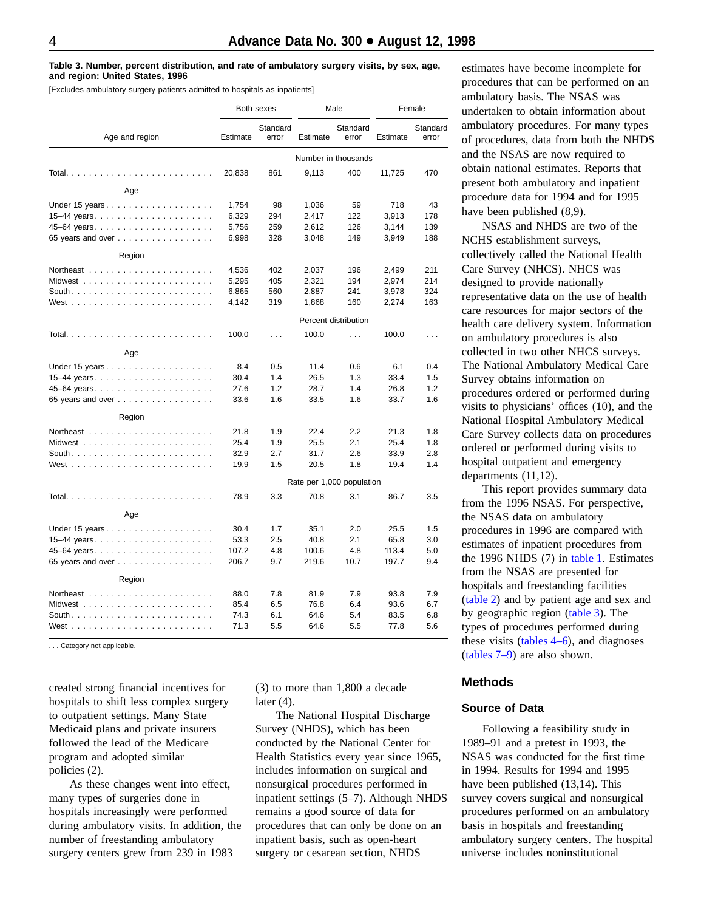**Table 3. Number, percent distribution, and rate of ambulatory surgery visits, by sex, age, and region: United States, 1996**

[Excludes ambulatory surgery patients admitted to hospitals as inpatients]

| Age and region | Both sexes | | Male | | Female | |
|---|---|---|---|---|---|---|
| | Estimate | Standard error | Estimate | Standard error | Estimate | Standard error |
| | Number in thousands | | | | | |
| Total | 20,838 | 861 | 9,113 | 400 | 11,725 | 470 |
| **Age** | | | | | | |
| Under 15 years | 1,754 | 98 | 1,036 | 59 | 718 | 43 |
| 15–44 years | 6,329 | 294 | 2,417 | 122 | 3,913 | 178 |
| 45–64 years | 5,756 | 259 | 2,612 | 126 | 3,144 | 139 |
| 65 years and over | 6,998 | 328 | 3,048 | 149 | 3,949 | 188 |
| **Region** | | | | | | |
| Northeast | 4,536 | 402 | 2,037 | 196 | 2,499 | 211 |
| Midwest | 5,295 | 405 | 2,321 | 194 | 2,974 | 214 |
| South | 6,865 | 560 | 2,887 | 241 | 3,978 | 324 |
| West | 4,142 | 319 | 1,868 | 160 | 2,274 | 163 |
| | Percent distribution | | | | | |
| Total | 100.0 | . . . | 100.0 | . . . | 100.0 | . . . |
| **Age** | | | | | | |
| Under 15 years | 8.4 | 0.5 | 11.4 | 0.6 | 6.1 | 0.4 |
| 15–44 years | 30.4 | 1.4 | 26.5 | 1.3 | 33.4 | 1.5 |
| 45–64 years | 27.6 | 1.2 | 28.7 | 1.4 | 26.8 | 1.2 |
| 65 years and over | 33.6 | 1.6 | 33.5 | 1.6 | 33.7 | 1.6 |
| **Region** | | | | | | |
| Northeast | 21.8 | 1.9 | 22.4 | 2.2 | 21.3 | 1.8 |
| Midwest | 25.4 | 1.9 | 25.5 | 2.1 | 25.4 | 1.8 |
| South | 32.9 | 2.7 | 31.7 | 2.6 | 33.9 | 2.8 |
| West | 19.9 | 1.5 | 20.5 | 1.8 | 19.4 | 1.4 |
| | Rate per 1,000 population | | | | | |
| Total | 78.9 | 3.3 | 70.8 | 3.1 | 86.7 | 3.5 |
| **Age** | | | | | | |
| Under 15 years | 30.4 | 1.7 | 35.1 | 2.0 | 25.5 | 1.5 |
| 15–44 years | 53.3 | 2.5 | 40.8 | 2.1 | 65.8 | 3.0 |
| 45–64 years | 107.2 | 4.8 | 100.6 | 4.8 | 113.4 | 5.0 |
| 65 years and over | 206.7 | 9.7 | 219.6 | 10.7 | 197.7 | 9.4 |
| **Region** | | | | | | |
| Northeast | 88.0 | 7.8 | 81.9 | 7.9 | 93.8 | 7.9 |
| Midwest | 85.4 | 6.5 | 76.8 | 6.4 | 93.6 | 6.7 |
| South | 74.3 | 6.1 | 64.6 | 5.4 | 83.5 | 6.8 |
| West | 71.3 | 5.5 | 64.6 | 5.5 | 77.8 | 5.6 |

. . . Category not applicable.

created strong financial incentives for hospitals to shift less complex surgery to outpatient settings. Many State Medicaid plans and private insurers followed the lead of the Medicare program and adopted similar policies (2).

As these changes went into effect, many types of surgeries done in hospitals increasingly were performed during ambulatory visits. In addition, the number of freestanding ambulatory surgery centers grew from 239 in 1983 (3) to more than 1,800 a decade later (4).

The National Hospital Discharge Survey (NHDS), which has been conducted by the National Center for Health Statistics every year since 1965, includes information on surgical and nonsurgical procedures performed in inpatient settings (5–7). Although NHDS remains a good source of data for procedures that can only be done on an inpatient basis, such as open-heart surgery or cesarean section, NHDS estimates have become incomplete for procedures that can be performed on an ambulatory basis. The NSAS was undertaken to obtain information about ambulatory procedures. For many types of procedures, data from both the NHDS and the NSAS are now required to obtain national estimates. Reports that present both ambulatory and inpatient procedure data for 1994 and for 1995 have been published (8,9).

NSAS and NHDS are two of the NCHS establishment surveys, collectively called the National Health Care Survey (NHCS). NHCS was designed to provide nationally representative data on the use of health care resources for major sectors of the health care delivery system. Information on ambulatory procedures is also collected in two other NHCS surveys. The National Ambulatory Medical Care Survey obtains information on procedures ordered or performed during visits to physicians' offices (10), and the National Hospital Ambulatory Medical Care Survey collects data on procedures ordered or performed during visits to hospital outpatient and emergency departments (11,12).

This report provides summary data from the 1996 NSAS. For perspective, the NSAS data on ambulatory procedures in 1996 are compared with estimates of inpatient procedures from the 1996 NHDS (7) in table 1. Estimates from the NSAS are presented for hospitals and freestanding facilities (table 2) and by patient age and sex and by geographic region (table 3). The types of procedures performed during these visits (tables 4–6), and diagnoses (tables 7–9) are also shown.

## Methods

### Source of Data

Following a feasibility study in 1989–91 and a pretest in 1993, the NSAS was conducted for the first time in 1994. Results for 1994 and 1995 have been published (13,14). This survey covers surgical and nonsurgical procedures performed on an ambulatory basis in hospitals and freestanding ambulatory surgery centers. The hospital universe includes noninstitutional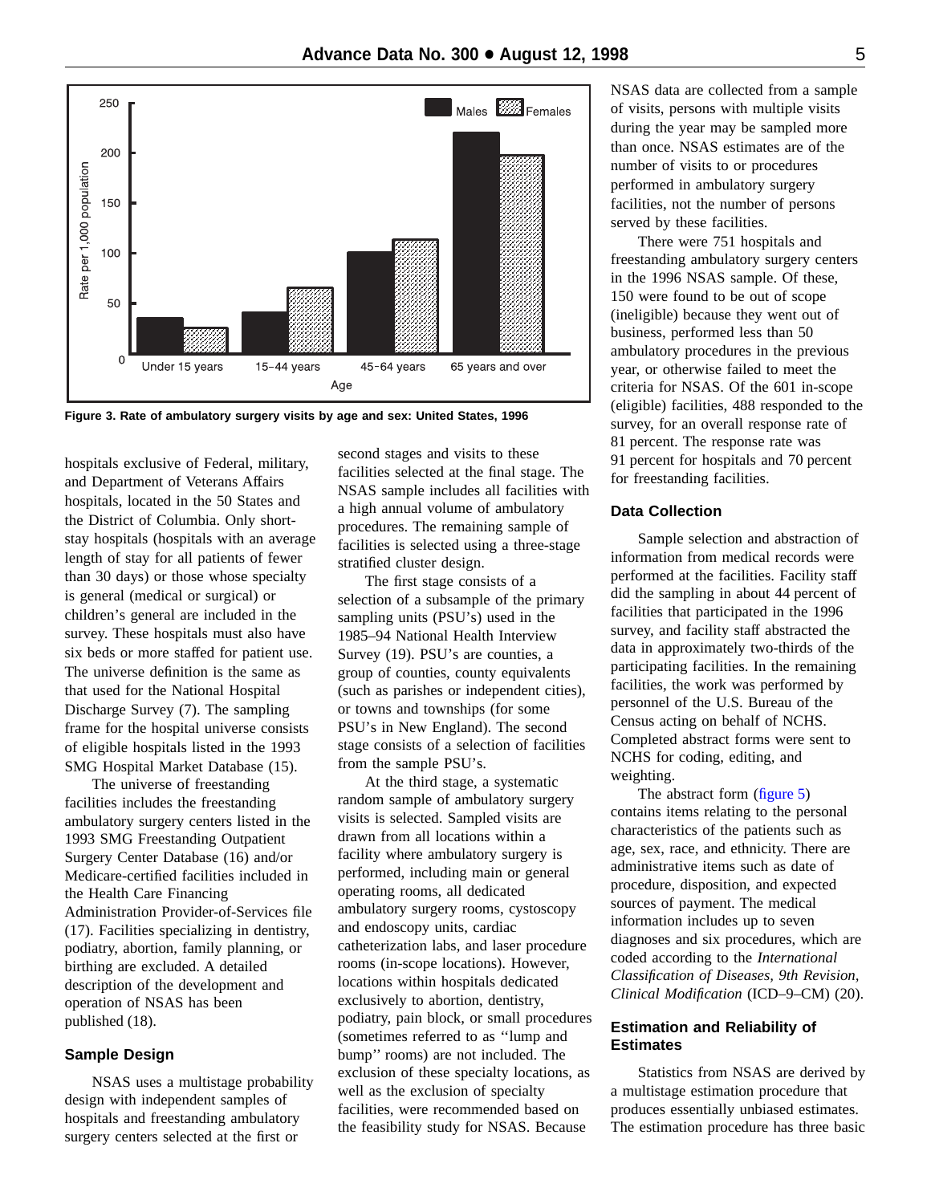Figure 3. Rate of ambulatory surgery visits by age and sex: United States, 1996

hospitals exclusive of Federal, military, and Department of Veterans Affairs hospitals, located in the 50 States and the District of Columbia. Only short-stay hospitals (hospitals with an average length of stay for all patients of fewer than 30 days) or those whose specialty is general (medical or surgical) or children's general are included in the survey. These hospitals must also have six beds or more staffed for patient use. The universe definition is the same as that used for the National Hospital Discharge Survey (7). The sampling frame for the hospital universe consists of eligible hospitals listed in the 1993 SMG Hospital Market Database (15).

The universe of freestanding facilities includes the freestanding ambulatory surgery centers listed in the 1993 SMG Freestanding Outpatient Surgery Center Database (16) and/or Medicare-certified facilities included in the Health Care Financing Administration Provider-of-Services file (17). Facilities specializing in dentistry, podiatry, abortion, family planning, or birthing are excluded. A detailed description of the development and operation of NSAS has been published (18).

## Sample Design

NSAS uses a multistage probability design with independent samples of hospitals and freestanding ambulatory surgery centers selected at the first or second stages and visits to these facilities selected at the final stage. The NSAS sample includes all facilities with a high annual volume of ambulatory procedures. The remaining sample of facilities is selected using a three-stage stratified cluster design.

The first stage consists of a selection of a subsample of the primary sampling units (PSU's) used in the 1985–94 National Health Interview Survey (19). PSU's are counties, a group of counties, county equivalents (such as parishes or independent cities), or towns and townships (for some PSU's in New England). The second stage consists of a selection of facilities from the sample PSU's.

At the third stage, a systematic random sample of ambulatory surgery visits is selected. Sampled visits are drawn from all locations within a facility where ambulatory surgery is performed, including main or general operating rooms, all dedicated ambulatory surgery rooms, cystoscopy and endoscopy units, cardiac catheterization labs, and laser procedure rooms (in-scope locations). However, locations within hospitals dedicated exclusively to abortion, dentistry, podiatry, pain block, or small procedures (sometimes referred to as ''lump and bump'' rooms) are not included. The exclusion of these specialty locations, as well as the exclusion of specialty facilities, were recommended based on the feasibility study for NSAS. Because NSAS data are collected from a sample of visits, persons with multiple visits during the year may be sampled more than once. NSAS estimates are of the number of visits to or procedures performed in ambulatory surgery facilities, not the number of persons served by these facilities.

There were 751 hospitals and freestanding ambulatory surgery centers in the 1996 NSAS sample. Of these, 150 were found to be out of scope (ineligible) because they went out of business, performed less than 50 ambulatory procedures in the previous year, or otherwise failed to meet the criteria for NSAS. Of the 601 in-scope (eligible) facilities, 488 responded to the survey, for an overall response rate of 81 percent. The response rate was 91 percent for hospitals and 70 percent for freestanding facilities.

## Data Collection

Sample selection and abstraction of information from medical records were performed at the facilities. Facility staff did the sampling in about 44 percent of facilities that participated in the 1996 survey, and facility staff abstracted the data in approximately two-thirds of the participating facilities. In the remaining facilities, the work was performed by personnel of the U.S. Bureau of the Census acting on behalf of NCHS. Completed abstract forms were sent to NCHS for coding, editing, and weighting.

The abstract form (figure 5) contains items relating to the personal characteristics of the patients such as age, sex, race, and ethnicity. There are administrative items such as date of procedure, disposition, and expected sources of payment. The medical information includes up to seven diagnoses and six procedures, which are coded according to the *International Classification of Diseases, 9th Revision, Clinical Modification* (ICD–9–CM) (20).

## Estimation and Reliability of Estimates

Statistics from NSAS are derived by a multistage estimation procedure that produces essentially unbiased estimates. The estimation procedure has three basic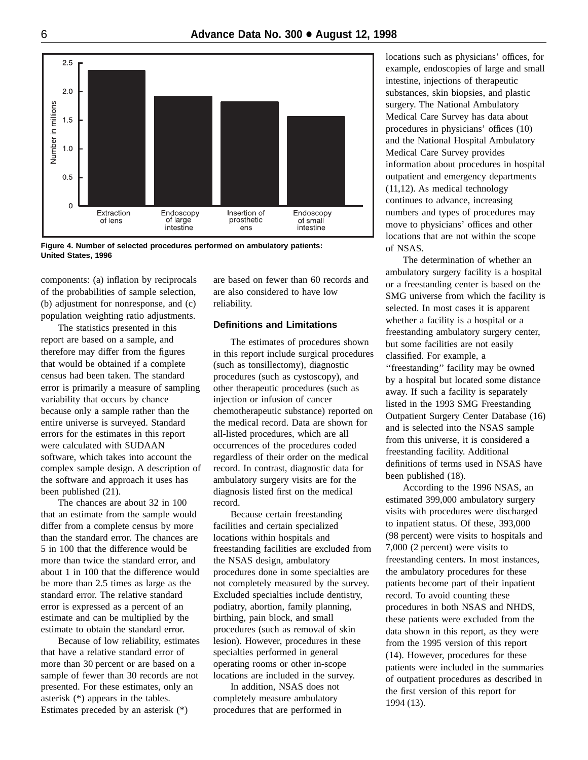Figure 4. Number of selected procedures performed on ambulatory patients: United States, 1996

components: (a) inflation by reciprocals of the probabilities of sample selection, (b) adjustment for nonresponse, and (c) population weighting ratio adjustments.

The statistics presented in this report are based on a sample, and therefore may differ from the figures that would be obtained if a complete census had been taken. The standard error is primarily a measure of sampling variability that occurs by chance because only a sample rather than the entire universe is surveyed. Standard errors for the estimates in this report were calculated with SUDAAN software, which takes into account the complex sample design. A description of the software and approach it uses has been published (21).

The chances are about 32 in 100 that an estimate from the sample would differ from a complete census by more than the standard error. The chances are 5 in 100 that the difference would be more than twice the standard error, and about 1 in 100 that the difference would be more than 2.5 times as large as the standard error. The relative standard error is expressed as a percent of an estimate and can be multiplied by the estimate to obtain the standard error.

Because of low reliability, estimates that have a relative standard error of more than 30 percent or are based on a sample of fewer than 30 records are not presented. For these estimates, only an asterisk (*) appears in the tables. Estimates preceded by an asterisk (*) are based on fewer than 60 records and are also considered to have low reliability.

### Definitions and Limitations

The estimates of procedures shown in this report include surgical procedures (such as tonsillectomy), diagnostic procedures (such as cystoscopy), and other therapeutic procedures (such as injection or infusion of cancer chemotherapeutic substance) reported on the medical record. Data are shown for all-listed procedures, which are all occurrences of the procedures coded regardless of their order on the medical record. In contrast, diagnostic data for ambulatory surgery visits are for the diagnosis listed first on the medical record.

Because certain freestanding facilities and certain specialized locations within hospitals and freestanding facilities are excluded from the NSAS design, ambulatory procedures done in some specialties are not completely measured by the survey. Excluded specialties include dentistry, podiatry, abortion, family planning, birthing, pain block, and small procedures (such as removal of skin lesion). However, procedures in these specialties performed in general operating rooms or other in-scope locations are included in the survey.

In addition, NSAS does not completely measure ambulatory procedures that are performed in locations such as physicians' offices, for example, endoscopies of large and small intestine, injections of therapeutic substances, skin biopsies, and plastic surgery. The National Ambulatory Medical Care Survey has data about procedures in physicians' offices (10) and the National Hospital Ambulatory Medical Care Survey provides information about procedures in hospital outpatient and emergency departments (11,12). As medical technology continues to advance, increasing numbers and types of procedures may move to physicians' offices and other locations that are not within the scope of NSAS.

The determination of whether an ambulatory surgery facility is a hospital or a freestanding center is based on the SMG universe from which the facility is selected. In most cases it is apparent whether a facility is a hospital or a freestanding ambulatory surgery center, but some facilities are not easily classified. For example, a ''freestanding'' facility may be owned by a hospital but located some distance away. If such a facility is separately listed in the 1993 SMG Freestanding Outpatient Surgery Center Database (16) and is selected into the NSAS sample from this universe, it is considered a freestanding facility. Additional definitions of terms used in NSAS have been published (18).

According to the 1996 NSAS, an estimated 399,000 ambulatory surgery visits with procedures were discharged to inpatient status. Of these, 393,000 (98 percent) were visits to hospitals and 7,000 (2 percent) were visits to freestanding centers. In most instances, the ambulatory procedures for these patients become part of their inpatient record. To avoid counting these procedures in both NSAS and NHDS, these patients were excluded from the data shown in this report, as they were from the 1995 version of this report (14). However, procedures for these patients were included in the summaries of outpatient procedures as described in the first version of this report for 1994 (13).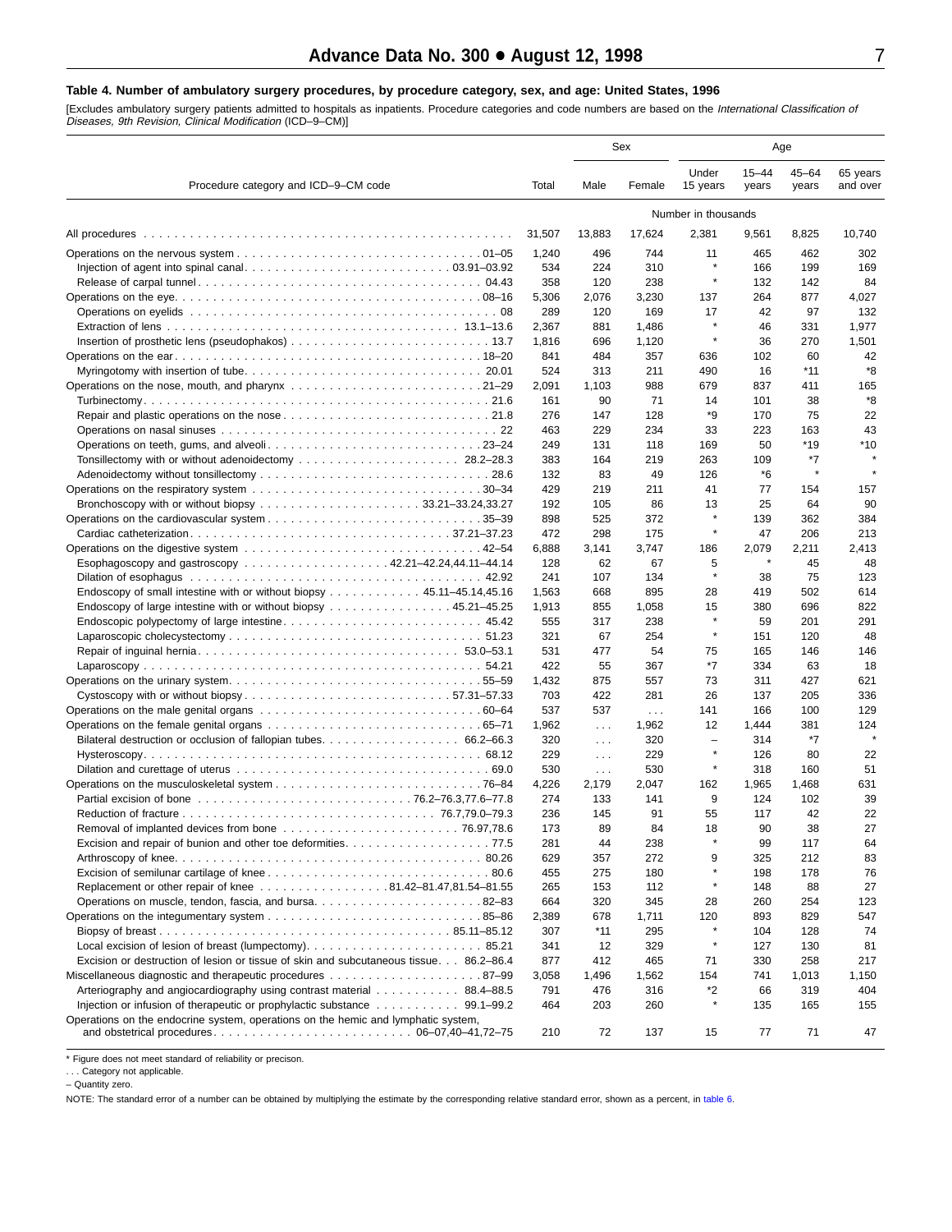**Table 4. Number of ambulatory surgery procedures, by procedure category, sex, and age: United States, 1996**

[Excludes ambulatory surgery patients admitted to hospitals as inpatients. Procedure categories and code numbers are based on the *International Classification of Diseases, 9th Revision, Clinical Modification* (ICD–9–CM)]

| Procedure category and ICD–9–CM code | Total | Sex | | Age | | | |
|---|---|---|---|---|---|---|---|
| | | Male | Female | Under 15 years | 15–44 years | 45–64 years | 65 years and over |
| | Number in thousands | | | | | | |
| All procedures | 31,507 | 13,883 | 17,624 | 2,381 | 9,561 | 8,825 | 10,740 |
| Operations on the nervous system . . . 01–05 | 1,240 | 496 | 744 | 11 | 465 | 462 | 302 |
| Injection of agent into spinal canal . . . 03.91–03.92 | 534 | 224 | 310 | * | 166 | 199 | 169 |
| Release of carpal tunnel . . . 04.43 | 358 | 120 | 238 | * | 132 | 142 | 84 |
| Operations on the eye . . . 08–16 | 5,306 | 2,076 | 3,230 | 137 | 264 | 877 | 4,027 |
| Operations on eyelids . . . 08 | 289 | 120 | 169 | 17 | 42 | 97 | 132 |
| Extraction of lens . . . 13.1–13.6 | 2,367 | 881 | 1,486 | * | 46 | 331 | 1,977 |
| Insertion of prosthetic lens (pseudophakos) . . . 13.7 | 1,816 | 696 | 1,120 | * | 36 | 270 | 1,501 |
| Operations on the ear . . . 18–20 | 841 | 484 | 357 | 636 | 102 | 60 | 42 |
| Myringotomy with insertion of tube . . . 20.01 | 524 | 313 | 211 | 490 | 16 | *11 | *8 |
| Operations on the nose, mouth, and pharynx . . . 21–29 | 2,091 | 1,103 | 988 | 679 | 837 | 411 | 165 |
| Turbinectomy . . . 21.6 | 161 | 90 | 71 | 14 | 101 | 38 | *8 |
| Repair and plastic operations on the nose . . . 21.8 | 276 | 147 | 128 | *9 | 170 | 75 | 22 |
| Operations on nasal sinuses . . . 22 | 463 | 229 | 234 | 33 | 223 | 163 | 43 |
| Operations on teeth, gums, and alveoli . . . 23–24 | 249 | 131 | 118 | 169 | 50 | *19 | *10 |
| Tonsillectomy with or without adenoidectomy . . . 28.2–28.3 | 383 | 164 | 219 | 263 | 109 | *7 | * |
| Adenoidectomy without tonsillectomy . . . 28.6 | 132 | 83 | 49 | 126 | *6 | * | * |
| Operations on the respiratory system . . . 30–34 | 429 | 219 | 211 | 41 | 77 | 154 | 157 |
| Bronchoscopy with or without biopsy . . . 33.21–33.24,33.27 | 192 | 105 | 86 | 13 | 25 | 64 | 90 |
| Operations on the cardiovascular system . . . 35–39 | 898 | 525 | 372 | * | 139 | 362 | 384 |
| Cardiac catheterization . . . 37.21–37.23 | 472 | 298 | 175 | * | 47 | 206 | 213 |
| Operations on the digestive system . . . 42–54 | 6,888 | 3,141 | 3,747 | 186 | 2,079 | 2,211 | 2,413 |
| Esophagoscopy and gastroscopy . . . 42.21–42.24,44.11–44.14 | 128 | 62 | 67 | 5 | * | 45 | 48 |
| Dilation of esophagus . . . 42.92 | 241 | 107 | 134 | * | 38 | 75 | 123 |
| Endoscopy of small intestine with or without biopsy . . . 45.11–45.14,45.16 | 1,563 | 668 | 895 | 28 | 419 | 502 | 614 |
| Endoscopy of large intestine with or without biopsy . . . 45.21–45.25 | 1,913 | 855 | 1,058 | 15 | 380 | 696 | 822 |
| Endoscopic polypectomy of large intestine . . . 45.42 | 555 | 317 | 238 | * | 59 | 201 | 291 |
| Laparoscopic cholecystectomy . . . 51.23 | 321 | 67 | 254 | * | 151 | 120 | 48 |
| Repair of inguinal hernia . . . 53.0–53.1 | 531 | 477 | 54 | 75 | 165 | 146 | 146 |
| Laparoscopy . . . 54.21 | 422 | 55 | 367 | *7 | 334 | 63 | 18 |
| Operations on the urinary system . . . 55–59 | 1,432 | 875 | 557 | 73 | 311 | 427 | 621 |
| Cystoscopy with or without biopsy . . . 57.31–57.33 | 703 | 422 | 281 | 26 | 137 | 205 | 336 |
| Operations on the male genital organs . . . 60–64 | 537 | 537 | . . . | 141 | 166 | 100 | 129 |
| Operations on the female genital organs . . . 65–71 | 1,962 | . . . | 1,962 | 12 | 1,444 | 381 | 124 |
| Bilateral destruction or occlusion of fallopian tubes . . . 66.2–66.3 | 320 | . . . | 320 | – | 314 | *7 | * |
| Hysteroscopy . . . 68.12 | 229 | . . . | 229 | * | 126 | 80 | 22 |
| Dilation and curettage of uterus . . . 69.0 | 530 | . . . | 530 | * | 318 | 160 | 51 |
| Operations on the musculoskeletal system . . . 76–84 | 4,226 | 2,179 | 2,047 | 162 | 1,965 | 1,468 | 631 |
| Partial excision of bone . . . 76.2–76.3,77.6–77.8 | 274 | 133 | 141 | 9 | 124 | 102 | 39 |
| Reduction of fracture . . . 76.7,79.0–79.3 | 236 | 145 | 91 | 55 | 117 | 42 | 22 |
| Removal of implanted devices from bone . . . 76.97,78.6 | 173 | 89 | 84 | 18 | 90 | 38 | 27 |
| Excision and repair of bunion and other toe deformities . . . 77.5 | 281 | 44 | 238 | * | 99 | 117 | 64 |
| Arthroscopy of knee . . . 80.26 | 629 | 357 | 272 | 9 | 325 | 212 | 83 |
| Excision of semilunar cartilage of knee . . . 80.6 | 455 | 275 | 180 | * | 198 | 178 | 76 |
| Replacement or other repair of knee . . . 81.42–81.47,81.54–81.55 | 265 | 153 | 112 | * | 148 | 88 | 27 |
| Operations on muscle, tendon, fascia, and bursa . . . 82–83 | 664 | 320 | 345 | 28 | 260 | 254 | 123 |
| Operations on the integumentary system . . . 85–86 | 2,389 | 678 | 1,711 | 120 | 893 | 829 | 547 |
| Biopsy of breast . . . 85.11–85.12 | 307 | *11 | 295 | * | 104 | 128 | 74 |
| Local excision of lesion of breast (lumpectomy) . . . 85.21 | 341 | 12 | 329 | * | 127 | 130 | 81 |
| Excision or destruction of lesion or tissue of skin and subcutaneous tissue . . . 86.2–86.4 | 877 | 412 | 465 | 71 | 330 | 258 | 217 |
| Miscellaneous diagnostic and therapeutic procedures . . . 87–99 | 3,058 | 1,496 | 1,562 | 154 | 741 | 1,013 | 1,150 |
| Arteriography and angiocardiography using contrast material . . . 88.4–88.5 | 791 | 476 | 316 | *2 | 66 | 319 | 404 |
| Injection or infusion of therapeutic or prophylactic substance . . . 99.1–99.2 | 464 | 203 | 260 | * | 135 | 165 | 155 |
| Operations on the endocrine system, operations on the hemic and lymphatic system, and obstetrical procedures . . . 06–07,40–41,72–75 | 210 | 72 | 137 | 15 | 77 | 71 | 47 |

\* Figure does not meet standard of reliability or precison.

. . . Category not applicable.

– Quantity zero.

NOTE: The standard error of a number can be obtained by multiplying the estimate by the corresponding relative standard error, shown as a percent, in table 6.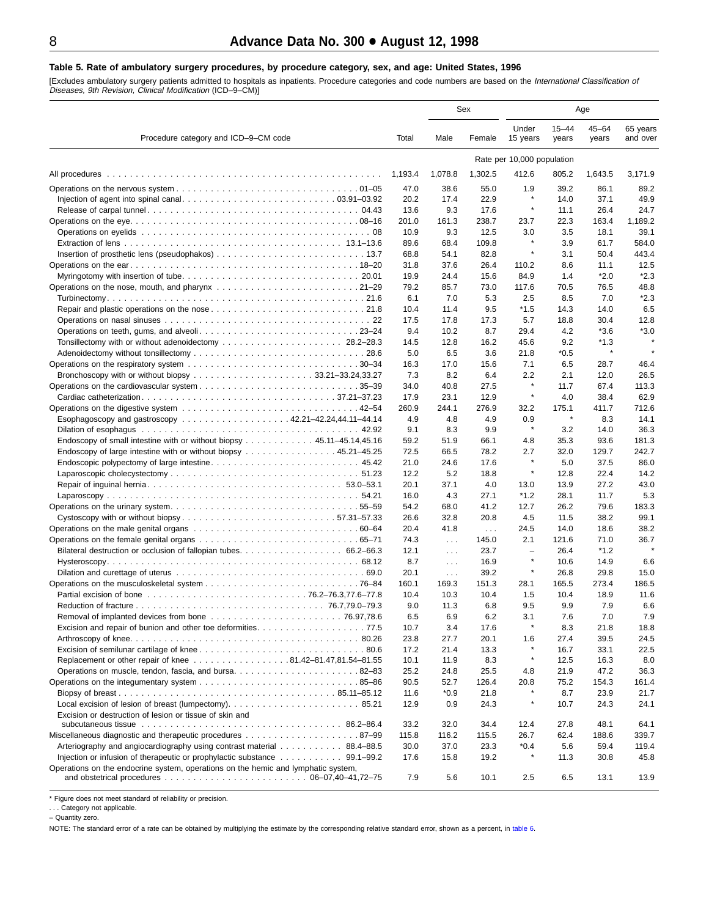### Table 5. Rate of ambulatory surgery procedures, by procedure category, sex, and age: United States, 1996

[Excludes ambulatory surgery patients admitted to hospitals as inpatients. Procedure categories and code numbers are based on the *International Classification of Diseases, 9th Revision, Clinical Modification* (ICD–9–CM)]

| Procedure category and ICD–9–CM code | Total | Sex | | Age | | | |
|---|---|---|---|---|---|---|---|
| | | Male | Female | Under 15 years | 15–44 years | 45–64 years | 65 years and over |
| | Rate per 10,000 population | | | | | | |
| All procedures | 1,193.4 | 1,078.8 | 1,302.5 | 412.6 | 805.2 | 1,643.5 | 3,171.9 |
| Operations on the nervous system . . . 01–05 | 47.0 | 38.6 | 55.0 | 1.9 | 39.2 | 86.1 | 89.2 |
| Injection of agent into spinal canal . . . 03.91–03.92 | 20.2 | 17.4 | 22.9 | * | 14.0 | 37.1 | 49.9 |
| Release of carpal tunnel . . . 04.43 | 13.6 | 9.3 | 17.6 | * | 11.1 | 26.4 | 24.7 |
| Operations on the eye . . . 08–16 | 201.0 | 161.3 | 238.7 | 23.7 | 22.3 | 163.4 | 1,189.2 |
| Operations on eyelids . . . 08 | 10.9 | 9.3 | 12.5 | 3.0 | 3.5 | 18.1 | 39.1 |
| Extraction of lens . . . 13.1–13.6 | 89.6 | 68.4 | 109.8 | * | 3.9 | 61.7 | 584.0 |
| Insertion of prosthetic lens (pseudophakos) . . . 13.7 | 68.8 | 54.1 | 82.8 | * | 3.1 | 50.4 | 443.4 |
| Operations on the ear . . . 18–20 | 31.8 | 37.6 | 26.4 | 110.2 | 8.6 | 11.1 | 12.5 |
| Myringotomy with insertion of tube . . . 20.01 | 19.9 | 24.4 | 15.6 | 84.9 | 1.4 | *2.0 | *2.3 |
| Operations on the nose, mouth, and pharynx . . . 21–29 | 79.2 | 85.7 | 73.0 | 117.6 | 70.5 | 76.5 | 48.8 |
| Turbinectomy . . . 21.6 | 6.1 | 7.0 | 5.3 | 2.5 | 8.5 | 7.0 | *2.3 |
| Repair and plastic operations on the nose . . . 21.8 | 10.4 | 11.4 | 9.5 | *1.5 | 14.3 | 14.0 | 6.5 |
| Operations on nasal sinuses . . . 22 | 17.5 | 17.8 | 17.3 | 5.7 | 18.8 | 30.4 | 12.8 |
| Operations on teeth, gums, and alveoli . . . 23–24 | 9.4 | 10.2 | 8.7 | 29.4 | 4.2 | *3.6 | *3.0 |
| Tonsillectomy with or without adenoidectomy . . . 28.2–28.3 | 14.5 | 12.8 | 16.2 | 45.6 | 9.2 | *1.3 | * |
| Adenoidectomy without tonsillectomy . . . 28.6 | 5.0 | 6.5 | 3.6 | 21.8 | *0.5 | * | * |
| Operations on the respiratory system . . . 30–34 | 16.3 | 17.0 | 15.6 | 7.1 | 6.5 | 28.7 | 46.4 |
| Bronchoscopy with or without biopsy . . . 33.21–33.24,33.27 | 7.3 | 8.2 | 6.4 | 2.2 | 2.1 | 12.0 | 26.5 |
| Operations on the cardiovascular system . . . 35–39 | 34.0 | 40.8 | 27.5 | * | 11.7 | 67.4 | 113.3 |
| Cardiac catheterization . . . 37.21–37.23 | 17.9 | 23.1 | 12.9 | * | 4.0 | 38.4 | 62.9 |
| Operations on the digestive system . . . 42–54 | 260.9 | 244.1 | 276.9 | 32.2 | 175.1 | 411.7 | 712.6 |
| Esophagoscopy and gastroscopy . . . 42.21–42.24,44.11–44.14 | 4.9 | 4.8 | 4.9 | 0.9 | * | 8.3 | 14.1 |
| Dilation of esophagus . . . 42.92 | 9.1 | 8.3 | 9.9 | * | 3.2 | 14.0 | 36.3 |
| Endoscopy of small intestine with or without biopsy . . . 45.11–45.14,45.16 | 59.2 | 51.9 | 66.1 | 4.8 | 35.3 | 93.6 | 181.3 |
| Endoscopy of large intestine with or without biopsy . . . 45.21–45.25 | 72.5 | 66.5 | 78.2 | 2.7 | 32.0 | 129.7 | 242.7 |
| Endoscopic polypectomy of large intestine . . . 45.42 | 21.0 | 24.6 | 17.6 | * | 5.0 | 37.5 | 86.0 |
| Laparoscopic cholecystectomy . . . 51.23 | 12.2 | 5.2 | 18.8 | * | 12.8 | 22.4 | 14.2 |
| Repair of inguinal hernia . . . 53.0–53.1 | 20.1 | 37.1 | 4.0 | 13.0 | 13.9 | 27.2 | 43.0 |
| Laparoscopy . . . 54.21 | 16.0 | 4.3 | 27.1 | *1.2 | 28.1 | 11.7 | 5.3 |
| Operations on the urinary system . . . 55–59 | 54.2 | 68.0 | 41.2 | 12.7 | 26.2 | 79.6 | 183.3 |
| Cystoscopy with or without biopsy . . . 57.31–57.33 | 26.6 | 32.8 | 20.8 | 4.5 | 11.5 | 38.2 | 99.1 |
| Operations on the male genital organs . . . 60–64 | 20.4 | 41.8 | . . . | 24.5 | 14.0 | 18.6 | 38.2 |
| Operations on the female genital organs . . . 65–71 | 74.3 | . . . | 145.0 | 2.1 | 121.6 | 71.0 | 36.7 |
| Bilateral destruction or occlusion of fallopian tubes . . . 66.2–66.3 | 12.1 | . . . | 23.7 | – | 26.4 | *1.2 | * |
| Hysteroscopy . . . 68.12 | 8.7 | . . . | 16.9 | * | 10.6 | 14.9 | 6.6 |
| Dilation and curettage of uterus . . . 69.0 | 20.1 | . . . | 39.2 | * | 26.8 | 29.8 | 15.0 |
| Operations on the musculoskeletal system . . . 76–84 | 160.1 | 169.3 | 151.3 | 28.1 | 165.5 | 273.4 | 186.5 |
| Partial excision of bone . . . 76.2–76.3,77.6–77.8 | 10.4 | 10.3 | 10.4 | 1.5 | 10.4 | 18.9 | 11.6 |
| Reduction of fracture . . . 76.7,79.0–79.3 | 9.0 | 11.3 | 6.8 | 9.5 | 9.9 | 7.9 | 6.6 |
| Removal of implanted devices from bone . . . 76.97,78.6 | 6.5 | 6.9 | 6.2 | 3.1 | 7.6 | 7.0 | 7.9 |
| Excision and repair of bunion and other toe deformities . . . 77.5 | 10.7 | 3.4 | 17.6 | * | 8.3 | 21.8 | 18.8 |
| Arthroscopy of knee . . . 80.26 | 23.8 | 27.7 | 20.1 | 1.6 | 27.4 | 39.5 | 24.5 |
| Excision of semilunar cartilage of knee . . . 80.6 | 17.2 | 21.4 | 13.3 | * | 16.7 | 33.1 | 22.5 |
| Replacement or other repair of knee . . . 81.42–81.47,81.54–81.55 | 10.1 | 11.9 | 8.3 | * | 12.5 | 16.3 | 8.0 |
| Operations on muscle, tendon, fascia, and bursa . . . 82–83 | 25.2 | 24.8 | 25.5 | 4.8 | 21.9 | 47.2 | 36.3 |
| Operations on the integumentary system . . . 85–86 | 90.5 | 52.7 | 126.4 | 20.8 | 75.2 | 154.3 | 161.4 |
| Biopsy of breast . . . 85.11–85.12 | 11.6 | *0.9 | 21.8 | * | 8.7 | 23.9 | 21.7 |
| Local excision of lesion of breast (lumpectomy) . . . 85.21 | 12.9 | 0.9 | 24.3 | * | 10.7 | 24.3 | 24.1 |
| Excision or destruction of lesion or tissue of skin and subcutaneous tissue . . . 86.2–86.4 | 33.2 | 32.0 | 34.4 | 12.4 | 27.8 | 48.1 | 64.1 |
| Miscellaneous diagnostic and therapeutic procedures . . . 87–99 | 115.8 | 116.2 | 115.5 | 26.7 | 62.4 | 188.6 | 339.7 |
| Arteriography and angiocardiography using contrast material . . . 88.4–88.5 | 30.0 | 37.0 | 23.3 | *0.4 | 5.6 | 59.4 | 119.4 |
| Injection or infusion of therapeutic or prophylactic substance . . . 99.1–99.2 | 17.6 | 15.8 | 19.2 | * | 11.3 | 30.8 | 45.8 |
| Operations on the endocrine system, operations on the hemic and lymphatic system, and obstetrical procedures . . . 06–07,40–41,72–75 | 7.9 | 5.6 | 10.1 | 2.5 | 6.5 | 13.1 | 13.9 |

\* Figure does not meet standard of reliability or precision.

. . . Category not applicable.

– Quantity zero.

NOTE: The standard error of a rate can be obtained by multiplying the estimate by the corresponding relative standard error, shown as a percent, in table 6.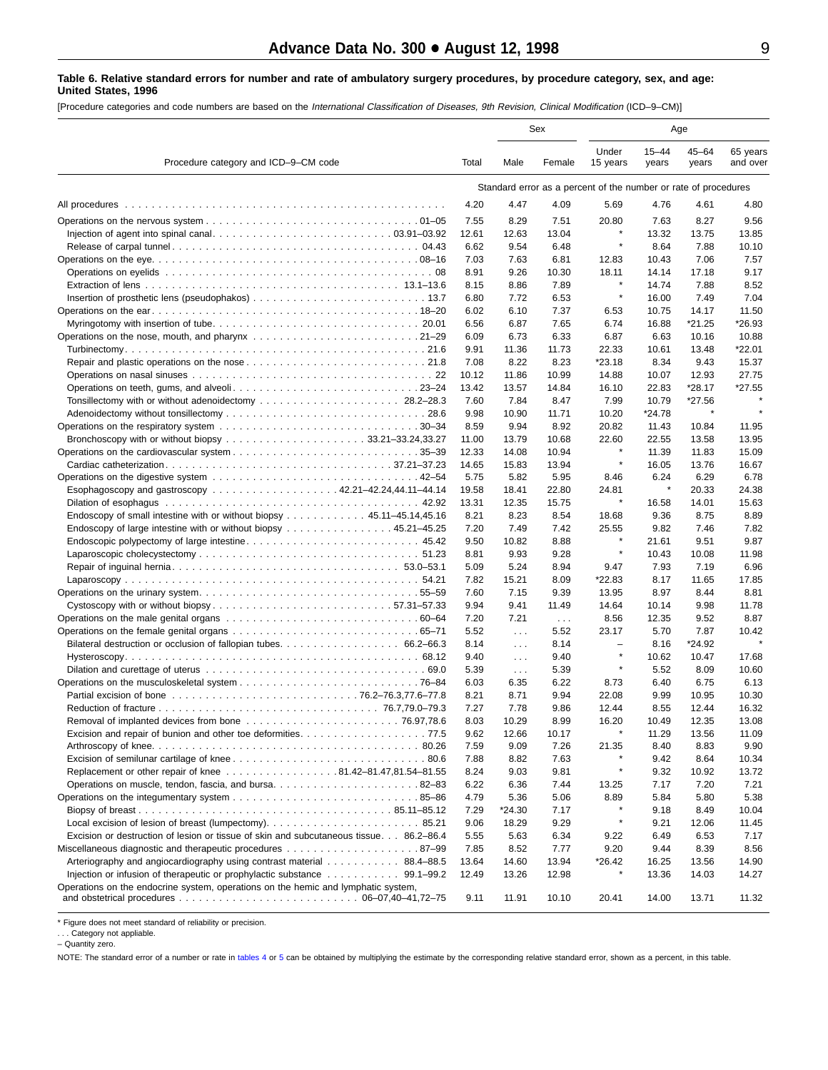**Table 6. Relative standard errors for number and rate of ambulatory surgery procedures, by procedure category, sex, and age: United States, 1996**

[Procedure categories and code numbers are based on the *International Classification of Diseases, 9th Revision, Clinical Modification* (ICD–9–CM)]

| Procedure category and ICD–9–CM code | Total | Sex | | Age | | | |
|---|---|---|---|---|---|---|---|
| | | Male | Female | Under 15 years | 15–44 years | 45–64 years | 65 years and over |
| | Standard error as a percent of the number or rate of procedures | | | | | | |
| All procedures | 4.20 | 4.47 | 4.09 | 5.69 | 4.76 | 4.61 | 4.80 |
| Operations on the nervous system . . . 01–05 | 7.55 | 8.29 | 7.51 | 20.80 | 7.63 | 8.27 | 9.56 |
| Injection of agent into spinal canal . . . 03.91–03.92 | 12.61 | 12.63 | 13.04 | * | 13.32 | 13.75 | 13.85 |
| Release of carpal tunnel . . . 04.43 | 6.62 | 9.54 | 6.48 | * | 8.64 | 7.88 | 10.10 |
| Operations on the eye . . . 08–16 | 7.03 | 7.63 | 6.81 | 12.83 | 10.43 | 7.06 | 7.57 |
| Operations on eyelids . . . 08 | 8.91 | 9.26 | 10.30 | 18.11 | 14.14 | 17.18 | 9.17 |
| Extraction of lens . . . 13.1–13.6 | 8.15 | 8.86 | 7.89 | * | 14.74 | 7.88 | 8.52 |
| Insertion of prosthetic lens (pseudophakos) . . . 13.7 | 6.80 | 7.72 | 6.53 | * | 16.00 | 7.49 | 7.04 |
| Operations on the ear . . . 18–20 | 6.02 | 6.10 | 7.37 | 6.53 | 10.75 | 14.17 | 11.50 |
| Myringotomy with insertion of tube . . . 20.01 | 6.56 | 6.87 | 7.65 | 6.74 | 16.88 | *21.25 | *26.93 |
| Operations on the nose, mouth, and pharynx . . . 21–29 | 6.09 | 6.73 | 6.33 | 6.87 | 6.63 | 10.16 | 10.88 |
| Turbinectomy . . . 21.6 | 9.91 | 11.36 | 11.73 | 22.33 | 10.61 | 13.48 | *22.01 |
| Repair and plastic operations on the nose . . . 21.8 | 7.08 | 8.22 | 8.23 | *23.18 | 8.34 | 9.43 | 15.37 |
| Operations on nasal sinuses . . . 22 | 10.12 | 11.86 | 10.99 | 14.88 | 10.07 | 12.93 | 27.75 |
| Operations on teeth, gums, and alveoli . . . 23–24 | 13.42 | 13.57 | 14.84 | 16.10 | 22.83 | *28.17 | *27.55 |
| Tonsillectomy with or without adenoidectomy . . . 28.2–28.3 | 7.60 | 7.84 | 8.47 | 7.99 | 10.79 | *27.56 | * |
| Adenoidectomy without tonsillectomy . . . 28.6 | 9.98 | 10.90 | 11.71 | 10.20 | *24.78 | * | * |
| Operations on the respiratory system . . . 30–34 | 8.59 | 9.94 | 8.92 | 20.82 | 11.43 | 10.84 | 11.95 |
| Bronchoscopy with or without biopsy . . . 33.21–33.24,33.27 | 11.00 | 13.79 | 10.68 | 22.60 | 22.55 | 13.58 | 13.95 |
| Operations on the cardiovascular system . . . 35–39 | 12.33 | 14.08 | 10.94 | * | 11.39 | 11.83 | 15.09 |
| Cardiac catheterization . . . 37.21–37.23 | 14.65 | 15.83 | 13.94 | * | 16.05 | 13.76 | 16.67 |
| Operations on the digestive system . . . 42–54 | 5.75 | 5.82 | 5.95 | 8.46 | 6.24 | 6.29 | 6.78 |
| Esophagoscopy and gastroscopy . . . 42.21–42.24,44.11–44.14 | 19.58 | 18.41 | 22.80 | 24.81 | * | 20.33 | 24.38 |
| Dilation of esophagus . . . 42.92 | 13.31 | 12.35 | 15.75 | * | 16.58 | 14.01 | 15.63 |
| Endoscopy of small intestine with or without biopsy . . . 45.11–45.14,45.16 | 8.21 | 8.23 | 8.54 | 18.68 | 9.36 | 8.75 | 8.89 |
| Endoscopy of large intestine with or without biopsy . . . 45.21–45.25 | 7.20 | 7.49 | 7.42 | 25.55 | 9.82 | 7.46 | 7.82 |
| Endoscopic polypectomy of large intestine . . . 45.42 | 9.50 | 10.82 | 8.88 | * | 21.61 | 9.51 | 9.87 |
| Laparoscopic cholecystectomy . . . 51.23 | 8.81 | 9.93 | 9.28 | * | 10.43 | 10.08 | 11.98 |
| Repair of inguinal hernia . . . 53.0–53.1 | 5.09 | 5.24 | 8.94 | 9.47 | 7.93 | 7.19 | 6.96 |
| Laparoscopy . . . 54.21 | 7.82 | 15.21 | 8.09 | *22.83 | 8.17 | 11.65 | 17.85 |
| Operations on the urinary system . . . 55–59 | 7.60 | 7.15 | 9.39 | 13.95 | 8.97 | 8.44 | 8.81 |
| Cystoscopy with or without biopsy . . . 57.31–57.33 | 9.94 | 9.41 | 11.49 | 14.64 | 10.14 | 9.98 | 11.78 |
| Operations on the male genital organs . . . 60–64 | 7.20 | 7.21 | . . . | 8.56 | 12.35 | 9.52 | 8.87 |
| Operations on the female genital organs . . . 65–71 | 5.52 | . . . | 5.52 | 23.17 | 5.70 | 7.87 | 10.42 |
| Bilateral destruction or occlusion of fallopian tubes . . . 66.2–66.3 | 8.14 | . . . | 8.14 | – | 8.16 | *24.92 | * |
| Hysteroscopy . . . 68.12 | 9.40 | . . . | 9.40 | * | 10.62 | 10.47 | 17.68 |
| Dilation and curettage of uterus . . . 69.0 | 5.39 | . . . | 5.39 | * | 5.52 | 8.09 | 10.60 |
| Operations on the musculoskeletal system . . . 76–84 | 6.03 | 6.35 | 6.22 | 8.73 | 6.40 | 6.75 | 6.13 |
| Partial excision of bone . . . 76.2–76.3,77.6–77.8 | 8.21 | 8.71 | 9.94 | 22.08 | 9.99 | 10.95 | 10.30 |
| Reduction of fracture . . . 76.7,79.0–79.3 | 7.27 | 7.78 | 9.86 | 12.44 | 8.55 | 12.44 | 16.32 |
| Removal of implanted devices from bone . . . 76.97,78.6 | 8.03 | 10.29 | 8.99 | 16.20 | 10.49 | 12.35 | 13.08 |
| Excision and repair of bunion and other toe deformities . . . 77.5 | 9.62 | 12.66 | 10.17 | * | 11.29 | 13.56 | 11.09 |
| Arthroscopy of knee . . . 80.26 | 7.59 | 9.09 | 7.26 | 21.35 | 8.40 | 8.83 | 9.90 |
| Excision of semilunar cartilage of knee . . . 80.6 | 7.88 | 8.82 | 7.63 | * | 9.42 | 8.64 | 10.34 |
| Replacement or other repair of knee . . . 81.42–81.47,81.54–81.55 | 8.24 | 9.03 | 9.81 | * | 9.32 | 10.92 | 13.72 |
| Operations on muscle, tendon, fascia, and bursa . . . 82–83 | 6.22 | 6.36 | 7.44 | 13.25 | 7.17 | 7.20 | 7.21 |
| Operations on the integumentary system . . . 85–86 | 4.79 | 5.36 | 5.06 | 8.89 | 5.84 | 5.80 | 5.38 |
| Biopsy of breast . . . 85.11–85.12 | 7.29 | *24.30 | 7.17 | * | 9.18 | 8.49 | 10.04 |
| Local excision of lesion of breast (lumpectomy) . . . 85.21 | 9.06 | 18.29 | 9.29 | * | 9.21 | 12.06 | 11.45 |
| Excision or destruction of lesion or tissue of skin and subcutaneous tissue . . . 86.2–86.4 | 5.55 | 5.63 | 6.34 | 9.22 | 6.49 | 6.53 | 7.17 |
| Miscellaneous diagnostic and therapeutic procedures . . . 87–99 | 7.85 | 8.52 | 7.77 | 9.20 | 9.44 | 8.39 | 8.56 |
| Arteriography and angiocardiography using contrast material . . . 88.4–88.5 | 13.64 | 14.60 | 13.94 | *26.42 | 16.25 | 13.56 | 14.90 |
| Injection or infusion of therapeutic or prophylactic substance . . . 99.1–99.2 | 12.49 | 13.26 | 12.98 | * | 13.36 | 14.03 | 14.27 |
| Operations on the endocrine system, operations on the hemic and lymphatic system, and obstetrical procedures . . . 06–07,40–41,72–75 | 9.11 | 11.91 | 10.10 | 20.41 | 14.00 | 13.71 | 11.32 |

* Figure does not meet standard of reliability or precision.

. . . Category not appliable.

– Quantity zero.

NOTE: The standard error of a number or rate in tables 4 or 5 can be obtained by multiplying the estimate by the corresponding relative standard error, shown as a percent, in this table.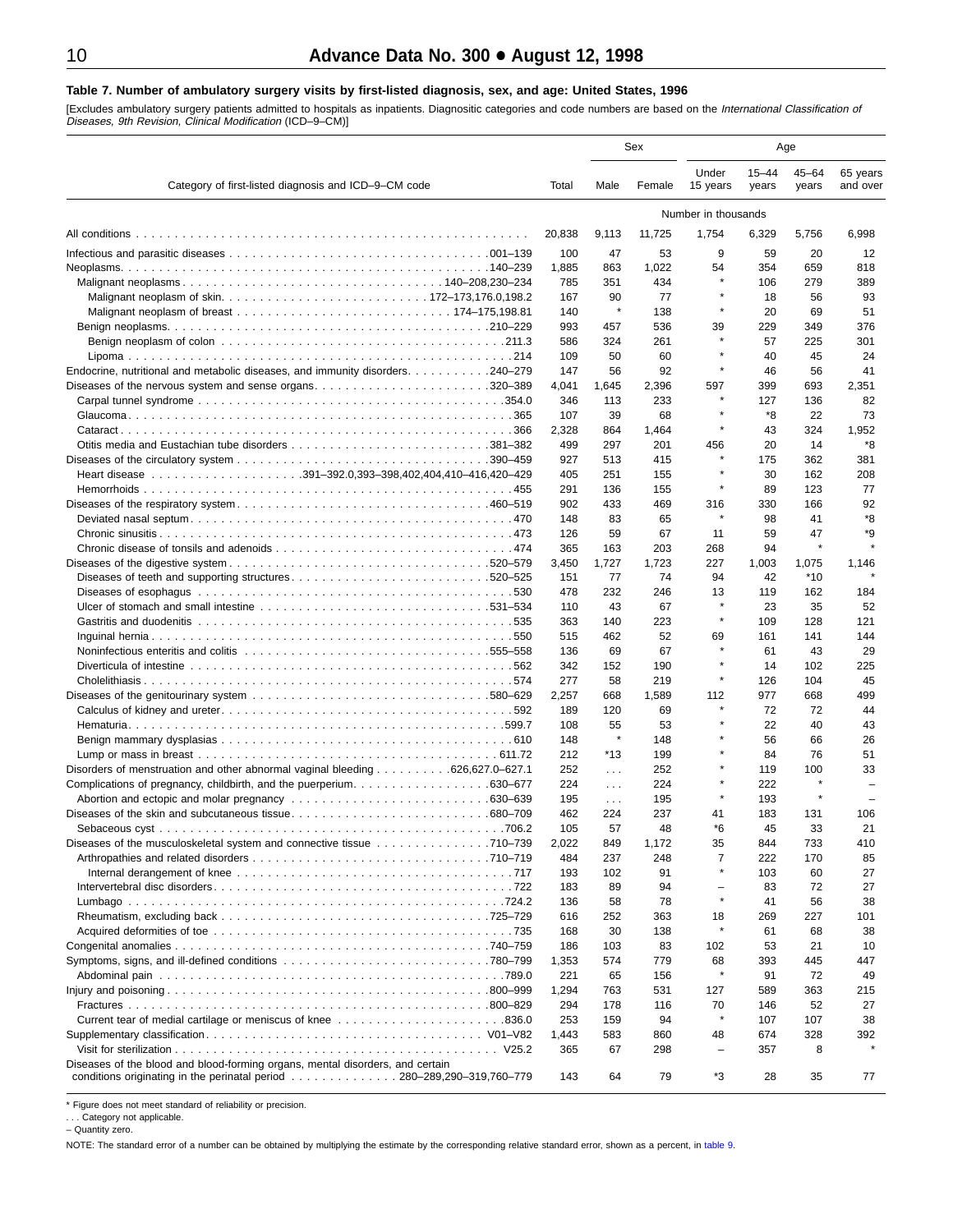### Table 7. Number of ambulatory surgery visits by first-listed diagnosis, sex, and age: United States, 1996

[Excludes ambulatory surgery patients admitted to hospitals as inpatients. Diagnositic categories and code numbers are based on the *International Classification of Diseases, 9th Revision, Clinical Modification* (ICD–9–CM)]

| Category of first-listed diagnosis and ICD–9–CM code | Total | Sex | | Age | | | |
|---|---|---|---|---|---|---|---|
| | | Male | Female | Under 15 years | 15–44 years | 45–64 years | 65 years and over |
| | Number in thousands | | | | | | |
| All conditions | 20,838 | 9,113 | 11,725 | 1,754 | 6,329 | 5,756 | 6,998 |
| Infectious and parasitic diseases 001–139 | 100 | 47 | 53 | 9 | 59 | 20 | 12 |
| Neoplasms 140–239 | 1,885 | 863 | 1,022 | 54 | 354 | 659 | 818 |
| Malignant neoplasms 140–208,230–234 | 785 | 351 | 434 | * | 106 | 279 | 389 |
| Malignant neoplasm of skin 172–173,176.0,198.2 | 167 | 90 | 77 | * | 18 | 56 | 93 |
| Malignant neoplasm of breast 174–175,198.81 | 140 | * | 138 | * | 20 | 69 | 51 |
| Benign neoplasms 210–229 | 993 | 457 | 536 | 39 | 229 | 349 | 376 |
| Benign neoplasm of colon 211.3 | 586 | 324 | 261 | * | 57 | 225 | 301 |
| Lipoma 214 | 109 | 50 | 60 | * | 40 | 45 | 24 |
| Endocrine, nutritional and metabolic diseases, and immunity disorders 240–279 | 147 | 56 | 92 | * | 46 | 56 | 41 |
| Diseases of the nervous system and sense organs 320–389 | 4,041 | 1,645 | 2,396 | 597 | 399 | 693 | 2,351 |
| Carpal tunnel syndrome 354.0 | 346 | 113 | 233 | * | 127 | 136 | 82 |
| Glaucoma 365 | 107 | 39 | 68 | * | *8 | 22 | 73 |
| Cataract 366 | 2,328 | 864 | 1,464 | * | 43 | 324 | 1,952 |
| Otitis media and Eustachian tube disorders 381–382 | 499 | 297 | 201 | 456 | 20 | 14 | *8 |
| Diseases of the circulatory system 390–459 | 927 | 513 | 415 | * | 175 | 362 | 381 |
| Heart disease 391–392.0,393–398,402,404,410–416,420–429 | 405 | 251 | 155 | * | 30 | 162 | 208 |
| Hemorrhoids 455 | 291 | 136 | 155 | * | 89 | 123 | 77 |
| Diseases of the respiratory system 460–519 | 902 | 433 | 469 | 316 | 330 | 166 | 92 |
| Deviated nasal septum 470 | 148 | 83 | 65 | * | 98 | 41 | *8 |
| Chronic sinusitis 473 | 126 | 59 | 67 | 11 | 59 | 47 | *9 |
| Chronic disease of tonsils and adenoids 474 | 365 | 163 | 203 | 268 | 94 | * | * |
| Diseases of the digestive system 520–579 | 3,450 | 1,727 | 1,723 | 227 | 1,003 | 1,075 | 1,146 |
| Diseases of teeth and supporting structures 520–525 | 151 | 77 | 74 | 94 | 42 | *10 | * |
| Diseases of esophagus 530 | 478 | 232 | 246 | 13 | 119 | 162 | 184 |
| Ulcer of stomach and small intestine 531–534 | 110 | 43 | 67 | * | 23 | 35 | 52 |
| Gastritis and duodenitis 535 | 363 | 140 | 223 | * | 109 | 128 | 121 |
| Inguinal hernia 550 | 515 | 462 | 52 | 69 | 161 | 141 | 144 |
| Noninfectious enteritis and colitis 555–558 | 136 | 69 | 67 | * | 61 | 43 | 29 |
| Diverticula of intestine 562 | 342 | 152 | 190 | * | 14 | 102 | 225 |
| Cholelithiasis 574 | 277 | 58 | 219 | * | 126 | 104 | 45 |
| Diseases of the genitourinary system 580–629 | 2,257 | 668 | 1,589 | 112 | 977 | 668 | 499 |
| Calculus of kidney and ureter 592 | 189 | 120 | 69 | * | 72 | 72 | 44 |
| Hematuria 599.7 | 108 | 55 | 53 | * | 22 | 40 | 43 |
| Benign mammary dysplasias 610 | 148 | * | 148 | * | 56 | 66 | 26 |
| Lump or mass in breast 611.72 | 212 | *13 | 199 | * | 84 | 76 | 51 |
| Disorders of menstruation and other abnormal vaginal bleeding 626,627.0–627.1 | 252 | . . . | 252 | * | 119 | 100 | 33 |
| Complications of pregnancy, childbirth, and the puerperium 630–677 | 224 | . . . | 224 | * | 222 | * | – |
| Abortion and ectopic and molar pregnancy 630–639 | 195 | . . . | 195 | * | 193 | * | – |
| Diseases of the skin and subcutaneous tissue 680–709 | 462 | 224 | 237 | 41 | 183 | 131 | 106 |
| Sebaceous cyst 706.2 | 105 | 57 | 48 | *6 | 45 | 33 | 21 |
| Diseases of the musculoskeletal system and connective tissue 710–739 | 2,022 | 849 | 1,172 | 35 | 844 | 733 | 410 |
| Arthropathies and related disorders 710–719 | 484 | 237 | 248 | 7 | 222 | 170 | 85 |
| Internal derangement of knee 717 | 193 | 102 | 91 | * | 103 | 60 | 27 |
| Intervertebral disc disorders 722 | 183 | 89 | 94 | – | 83 | 72 | 27 |
| Lumbago 724.2 | 136 | 58 | 78 | * | 41 | 56 | 38 |
| Rheumatism, excluding back 725–729 | 616 | 252 | 363 | 18 | 269 | 227 | 101 |
| Acquired deformities of toe 735 | 168 | 30 | 138 | * | 61 | 68 | 38 |
| Congenital anomalies 740–759 | 186 | 103 | 83 | 102 | 53 | 21 | 10 |
| Symptoms, signs, and ill-defined conditions 780–799 | 1,353 | 574 | 779 | 68 | 393 | 445 | 447 |
| Abdominal pain 789.0 | 221 | 65 | 156 | * | 91 | 72 | 49 |
| Injury and poisoning 800–999 | 1,294 | 763 | 531 | 127 | 589 | 363 | 215 |
| Fractures 800–829 | 294 | 178 | 116 | 70 | 146 | 52 | 27 |
| Current tear of medial cartilage or meniscus of knee 836.0 | 253 | 159 | 94 | * | 107 | 107 | 38 |
| Supplementary classification V01–V82 | 1,443 | 583 | 860 | 48 | 674 | 328 | 392 |
| Visit for sterilization V25.2 | 365 | 67 | 298 | – | 357 | 8 | * |
| Diseases of the blood and blood-forming organs, mental disorders, and certain conditions originating in the perinatal period 280–289,290–319,760–779 | 143 | 64 | 79 | *3 | 28 | 35 | 77 |

\* Figure does not meet standard of reliability or precision.

. . . Category not applicable.

– Quantity zero.

NOTE: The standard error of a number can be obtained by multiplying the estimate by the corresponding relative standard error, shown as a percent, in table 9.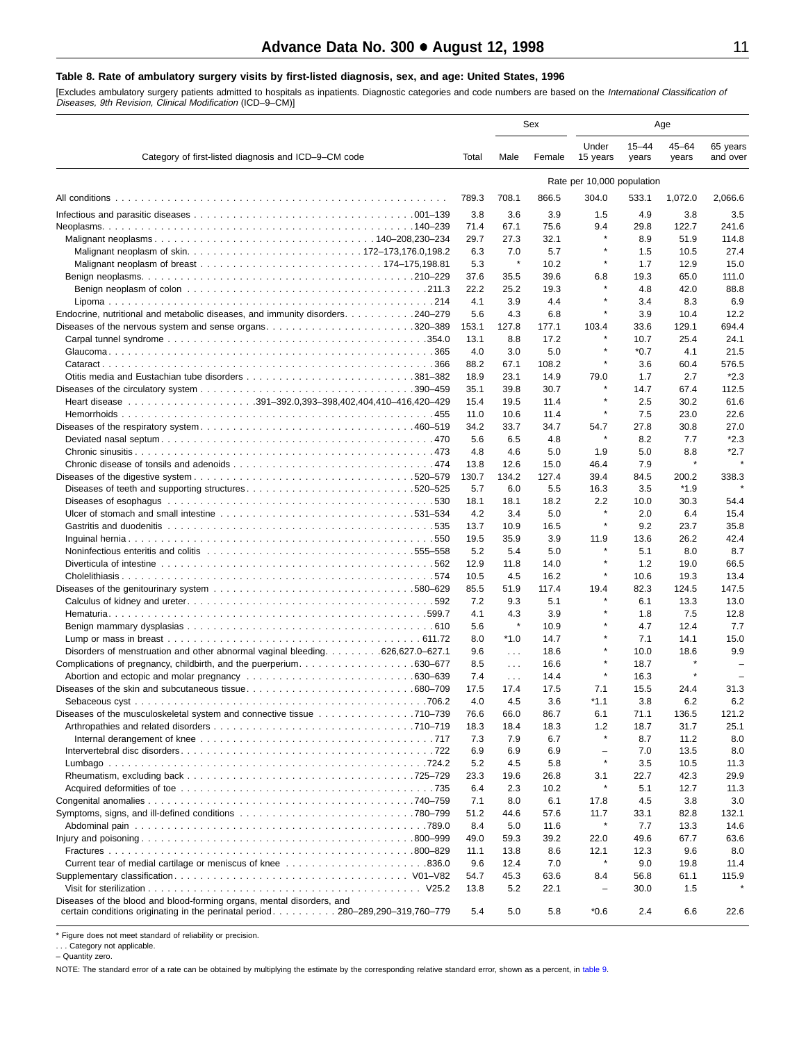### Table 8. Rate of ambulatory surgery visits by first-listed diagnosis, sex, and age: United States, 1996

[Excludes ambulatory surgery patients admitted to hospitals as inpatients. Diagnostic categories and code numbers are based on the *International Classification of Diseases, 9th Revision, Clinical Modification* (ICD–9–CM)]

| Category of first-listed diagnosis and ICD–9–CM code | Total | Sex | | Age | | | |
|---|---|---|---|---|---|---|---|
| | | Male | Female | Under 15 years | 15–44 years | 45–64 years | 65 years and over |
| | Rate per 10,000 population | | | | | | |
| All conditions | 789.3 | 708.1 | 866.5 | 304.0 | 533.1 | 1,072.0 | 2,066.6 |
| Infectious and parasitic diseases 001–139 | 3.8 | 3.6 | 3.9 | 1.5 | 4.9 | 3.8 | 3.5 |
| Neoplasms 140–239 | 71.4 | 67.1 | 75.6 | 9.4 | 29.8 | 122.7 | 241.6 |
| Malignant neoplasms 140–208,230–234 | 29.7 | 27.3 | 32.1 | * | 8.9 | 51.9 | 114.8 |
| Malignant neoplasm of skin 172–173,176.0,198.2 | 6.3 | 7.0 | 5.7 | * | 1.5 | 10.5 | 27.4 |
| Malignant neoplasm of breast 174–175,198.81 | 5.3 | * | 10.2 | * | 1.7 | 12.9 | 15.0 |
| Benign neoplasms 210–229 | 37.6 | 35.5 | 39.6 | 6.8 | 19.3 | 65.0 | 111.0 |
| Benign neoplasm of colon 211.3 | 22.2 | 25.2 | 19.3 | * | 4.8 | 42.0 | 88.8 |
| Lipoma 214 | 4.1 | 3.9 | 4.4 | * | 3.4 | 8.3 | 6.9 |
| Endocrine, nutritional and metabolic diseases, and immunity disorders 240–279 | 5.6 | 4.3 | 6.8 | * | 3.9 | 10.4 | 12.2 |
| Diseases of the nervous system and sense organs 320–389 | 153.1 | 127.8 | 177.1 | 103.4 | 33.6 | 129.1 | 694.4 |
| Carpal tunnel syndrome 354.0 | 13.1 | 8.8 | 17.2 | * | 10.7 | 25.4 | 24.1 |
| Glaucoma 365 | 4.0 | 3.0 | 5.0 | * | *0.7 | 4.1 | 21.5 |
| Cataract 366 | 88.2 | 67.1 | 108.2 | * | 3.6 | 60.4 | 576.5 |
| Otitis media and Eustachian tube disorders 381–382 | 18.9 | 23.1 | 14.9 | 79.0 | 1.7 | 2.7 | *2.3 |
| Diseases of the circulatory system 390–459 | 35.1 | 39.8 | 30.7 | * | 14.7 | 67.4 | 112.5 |
| Heart disease 391–392.0,393–398,402,404,410–416,420–429 | 15.4 | 19.5 | 11.4 | * | 2.5 | 30.2 | 61.6 |
| Hemorrhoids 455 | 11.0 | 10.6 | 11.4 | * | 7.5 | 23.0 | 22.6 |
| Diseases of the respiratory system 460–519 | 34.2 | 33.7 | 34.7 | 54.7 | 27.8 | 30.8 | 27.0 |
| Deviated nasal septum 470 | 5.6 | 6.5 | 4.8 | * | 8.2 | 7.7 | *2.3 |
| Chronic sinusitis 473 | 4.8 | 4.6 | 5.0 | 1.9 | 5.0 | 8.8 | *2.7 |
| Chronic disease of tonsils and adenoids 474 | 13.8 | 12.6 | 15.0 | 46.4 | 7.9 | * | * |
| Diseases of the digestive system 520–579 | 130.7 | 134.2 | 127.4 | 39.4 | 84.5 | 200.2 | 338.3 |
| Diseases of teeth and supporting structures 520–525 | 5.7 | 6.0 | 5.5 | 16.3 | 3.5 | *1.9 | * |
| Diseases of esophagus 530 | 18.1 | 18.1 | 18.2 | 2.2 | 10.0 | 30.3 | 54.4 |
| Ulcer of stomach and small intestine 531–534 | 4.2 | 3.4 | 5.0 | * | 2.0 | 6.4 | 15.4 |
| Gastritis and duodenitis 535 | 13.7 | 10.9 | 16.5 | * | 9.2 | 23.7 | 35.8 |
| Inguinal hernia 550 | 19.5 | 35.9 | 3.9 | 11.9 | 13.6 | 26.2 | 42.4 |
| Noninfectious enteritis and colitis 555–558 | 5.2 | 5.4 | 5.0 | * | 5.1 | 8.0 | 8.7 |
| Diverticula of intestine 562 | 12.9 | 11.8 | 14.0 | * | 1.2 | 19.0 | 66.5 |
| Cholelithiasis 574 | 10.5 | 4.5 | 16.2 | * | 10.6 | 19.3 | 13.4 |
| Diseases of the genitourinary system 580–629 | 85.5 | 51.9 | 117.4 | 19.4 | 82.3 | 124.5 | 147.5 |
| Calculus of kidney and ureter 592 | 7.2 | 9.3 | 5.1 | * | 6.1 | 13.3 | 13.0 |
| Hematuria 599.7 | 4.1 | 4.3 | 3.9 | * | 1.8 | 7.5 | 12.8 |
| Benign mammary dysplasias 610 | 5.6 | * | 10.9 | * | 4.7 | 12.4 | 7.7 |
| Lump or mass in breast 611.72 | 8.0 | *1.0 | 14.7 | * | 7.1 | 14.1 | 15.0 |
| Disorders of menstruation and other abnormal vaginal bleeding 626,627.0–627.1 | 9.6 | . . . | 18.6 | * | 10.0 | 18.6 | 9.9 |
| Complications of pregnancy, childbirth, and the puerperium 630–677 | 8.5 | . . . | 16.6 | * | 18.7 | * | – |
| Abortion and ectopic and molar pregnancy 630–639 | 7.4 | . . . | 14.4 | * | 16.3 | * | – |
| Diseases of the skin and subcutaneous tissue 680–709 | 17.5 | 17.4 | 17.5 | 7.1 | 15.5 | 24.4 | 31.3 |
| Sebaceous cyst 706.2 | 4.0 | 4.5 | 3.6 | *1.1 | 3.8 | 6.2 | 6.2 |
| Diseases of the musculoskeletal system and connective tissue 710–739 | 76.6 | 66.0 | 86.7 | 6.1 | 71.1 | 136.5 | 121.2 |
| Arthropathies and related disorders 710–719 | 18.3 | 18.4 | 18.3 | 1.2 | 18.7 | 31.7 | 25.1 |
| Internal derangement of knee 717 | 7.3 | 7.9 | 6.7 | * | 8.7 | 11.2 | 8.0 |
| Intervertebral disc disorders 722 | 6.9 | 6.9 | 6.9 | – | 7.0 | 13.5 | 8.0 |
| Lumbago 724.2 | 5.2 | 4.5 | 5.8 | * | 3.5 | 10.5 | 11.3 |
| Rheumatism, excluding back 725–729 | 23.3 | 19.6 | 26.8 | 3.1 | 22.7 | 42.3 | 29.9 |
| Acquired deformities of toe 735 | 6.4 | 2.3 | 10.2 | * | 5.1 | 12.7 | 11.3 |
| Congenital anomalies 740–759 | 7.1 | 8.0 | 6.1 | 17.8 | 4.5 | 3.8 | 3.0 |
| Symptoms, signs, and ill-defined conditions 780–799 | 51.2 | 44.6 | 57.6 | 11.7 | 33.1 | 82.8 | 132.1 |
| Abdominal pain 789.0 | 8.4 | 5.0 | 11.6 | * | 7.7 | 13.3 | 14.6 |
| Injury and poisoning 800–999 | 49.0 | 59.3 | 39.2 | 22.0 | 49.6 | 67.7 | 63.6 |
| Fractures 800–829 | 11.1 | 13.8 | 8.6 | 12.1 | 12.3 | 9.6 | 8.0 |
| Current tear of medial cartilage or meniscus of knee 836.0 | 9.6 | 12.4 | 7.0 | * | 9.0 | 19.8 | 11.4 |
| Supplementary classification V01–V82 | 54.7 | 45.3 | 63.6 | 8.4 | 56.8 | 61.1 | 115.9 |
| Visit for sterilization V25.2 | 13.8 | 5.2 | 22.1 | – | 30.0 | 1.5 | * |
| Diseases of the blood and blood-forming organs, mental disorders, and certain conditions originating in the perinatal period 280–289,290–319,760–779 | 5.4 | 5.0 | 5.8 | *0.6 | 2.4 | 6.6 | 22.6 |

\* Figure does not meet standard of reliability or precision.

. . . Category not applicable.

– Quantity zero.

NOTE: The standard error of a rate can be obtained by multiplying the estimate by the corresponding relative standard error, shown as a percent, in table 9.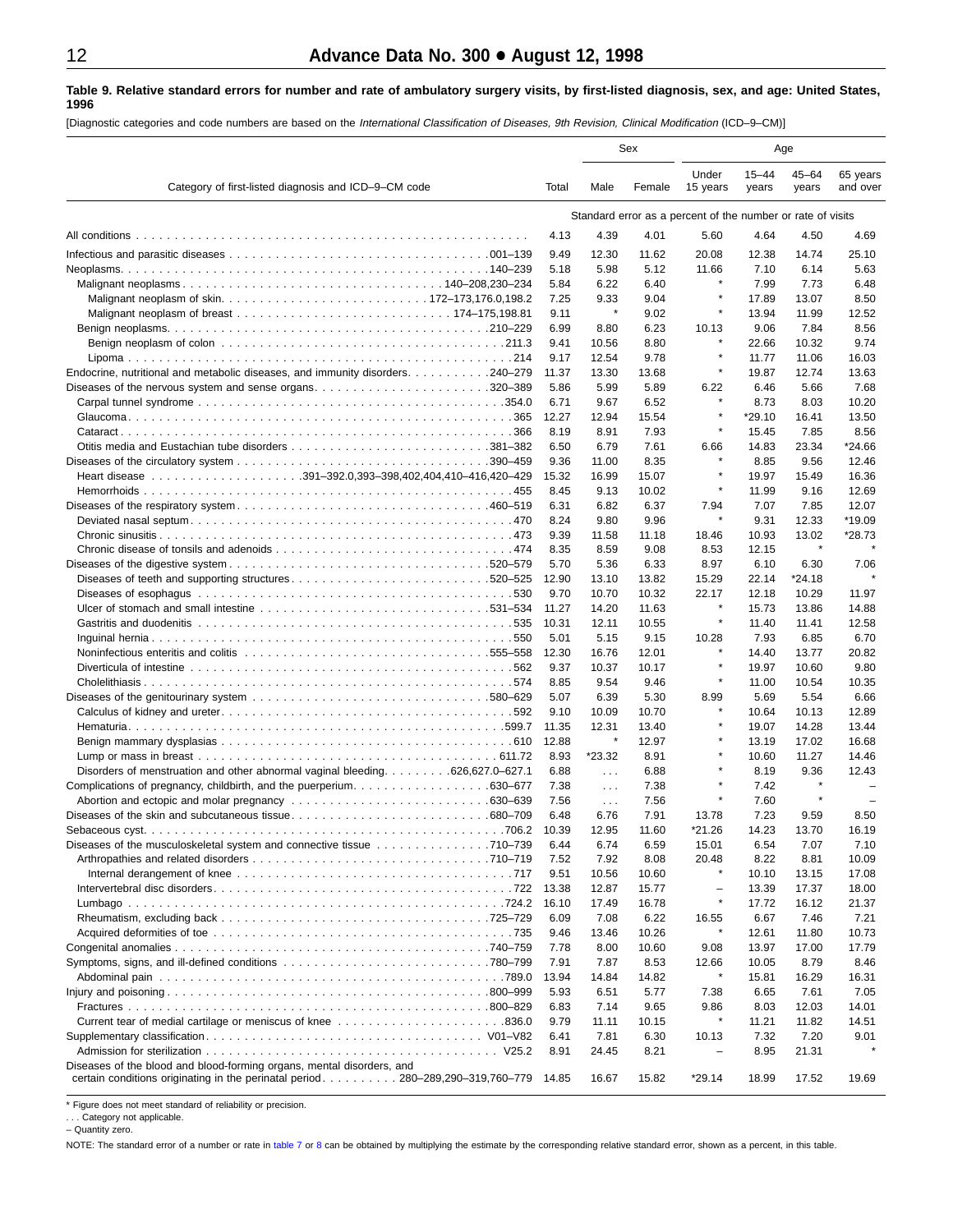**Table 9. Relative standard errors for number and rate of ambulatory surgery visits, by first-listed diagnosis, sex, and age: United States, 1996**

[Diagnostic categories and code numbers are based on the *International Classification of Diseases, 9th Revision, Clinical Modification* (ICD–9–CM)]

| Category of first-listed diagnosis and ICD–9–CM code | Total | Sex | | Age | | | |
|---|---|---|---|---|---|---|---|
| | | Male | Female | Under 15 years | 15–44 years | 45–64 years | 65 years and over |
| | Standard error as a percent of the number or rate of visits | | | | | | |
| All conditions | 4.13 | 4.39 | 4.01 | 5.60 | 4.64 | 4.50 | 4.69 |
| Infectious and parasitic diseases 001–139 | 9.49 | 12.30 | 11.62 | 20.08 | 12.38 | 14.74 | 25.10 |
| Neoplasms 140–239 | 5.18 | 5.98 | 5.12 | 11.66 | 7.10 | 6.14 | 5.63 |
| Malignant neoplasms 140–208,230–234 | 5.84 | 6.22 | 6.40 | * | 7.99 | 7.73 | 6.48 |
| Malignant neoplasm of skin 172–173,176.0,198.2 | 7.25 | 9.33 | 9.04 | * | 17.89 | 13.07 | 8.50 |
| Malignant neoplasm of breast 174–175,198.81 | 9.11 | * | 9.02 | * | 13.94 | 11.99 | 12.52 |
| Benign neoplasms 210–229 | 6.99 | 8.80 | 6.23 | 10.13 | 9.06 | 7.84 | 8.56 |
| Benign neoplasm of colon 211.3 | 9.41 | 10.56 | 8.80 | * | 22.66 | 10.32 | 9.74 |
| Lipoma 214 | 9.17 | 12.54 | 9.78 | * | 11.77 | 11.06 | 16.03 |
| Endocrine, nutritional and metabolic diseases, and immunity disorders 240–279 | 11.37 | 13.30 | 13.68 | * | 19.87 | 12.74 | 13.63 |
| Diseases of the nervous system and sense organs 320–389 | 5.86 | 5.99 | 5.89 | 6.22 | 6.46 | 5.66 | 7.68 |
| Carpal tunnel syndrome 354.0 | 6.71 | 9.67 | 6.52 | * | 8.73 | 8.03 | 10.20 |
| Glaucoma 365 | 12.27 | 12.94 | 15.54 | * | *29.10 | 16.41 | 13.50 |
| Cataract 366 | 8.19 | 8.91 | 7.93 | * | 15.45 | 7.85 | 8.56 |
| Otitis media and Eustachian tube disorders 381–382 | 6.50 | 6.79 | 7.61 | 6.66 | 14.83 | 23.34 | *24.66 |
| Diseases of the circulatory system 390–459 | 9.36 | 11.00 | 8.35 | * | 8.85 | 9.56 | 12.46 |
| Heart disease 391–392.0,393–398,402,404,410–416,420–429 | 15.32 | 16.99 | 15.07 | * | 19.97 | 15.49 | 16.36 |
| Hemorrhoids 455 | 8.45 | 9.13 | 10.02 | * | 11.99 | 9.16 | 12.69 |
| Diseases of the respiratory system 460–519 | 6.31 | 6.82 | 6.37 | 7.94 | 7.07 | 7.85 | 12.07 |
| Deviated nasal septum 470 | 8.24 | 9.80 | 9.96 | * | 9.31 | 12.33 | *19.09 |
| Chronic sinusitis 473 | 9.39 | 11.58 | 11.18 | 18.46 | 10.93 | 13.02 | *28.73 |
| Chronic disease of tonsils and adenoids 474 | 8.35 | 8.59 | 9.08 | 8.53 | 12.15 | * | * |
| Diseases of the digestive system 520–579 | 5.70 | 5.36 | 6.33 | 8.97 | 6.10 | 6.30 | 7.06 |
| Diseases of teeth and supporting structures 520–525 | 12.90 | 13.10 | 13.82 | 15.29 | 22.14 | *24.18 | * |
| Diseases of esophagus 530 | 9.70 | 10.70 | 10.32 | 22.17 | 12.18 | 10.29 | 11.97 |
| Ulcer of stomach and small intestine 531–534 | 11.27 | 14.20 | 11.63 | * | 15.73 | 13.86 | 14.88 |
| Gastritis and duodenitis 535 | 10.31 | 12.11 | 10.55 | * | 11.40 | 11.41 | 12.58 |
| Inguinal hernia 550 | 5.01 | 5.15 | 9.15 | 10.28 | 7.93 | 6.85 | 6.70 |
| Noninfectious enteritis and colitis 555–558 | 12.30 | 16.76 | 12.01 | * | 14.40 | 13.77 | 20.82 |
| Diverticula of intestine 562 | 9.37 | 10.37 | 10.17 | * | 19.97 | 10.60 | 9.80 |
| Cholelithiasis 574 | 8.85 | 9.54 | 9.46 | * | 11.00 | 10.54 | 10.35 |
| Diseases of the genitourinary system 580–629 | 5.07 | 6.39 | 5.30 | 8.99 | 5.69 | 5.54 | 6.66 |
| Calculus of kidney and ureter 592 | 9.10 | 10.09 | 10.70 | * | 10.64 | 10.13 | 12.89 |
| Hematuria 599.7 | 11.35 | 12.31 | 13.40 | * | 19.07 | 14.28 | 13.44 |
| Benign mammary dysplasias 610 | 12.88 | * | 12.97 | * | 13.19 | 17.02 | 16.68 |
| Lump or mass in breast 611.72 | 8.93 | *23.32 | 8.91 | * | 10.60 | 11.27 | 14.46 |
| Disorders of menstruation and other abnormal vaginal bleeding 626,627.0–627.1 | 6.88 | . . . | 6.88 | * | 8.19 | 9.36 | 12.43 |
| Complications of pregnancy, childbirth, and the puerperium 630–677 | 7.38 | . . . | 7.38 | * | 7.42 | * | – |
| Abortion and ectopic and molar pregnancy 630–639 | 7.56 | . . . | 7.56 | * | 7.60 | * | – |
| Diseases of the skin and subcutaneous tissue 680–709 | 6.48 | 6.76 | 7.91 | 13.78 | 7.23 | 9.59 | 8.50 |
| Sebaceous cyst 706.2 | 10.39 | 12.95 | 11.60 | *21.26 | 14.23 | 13.70 | 16.19 |
| Diseases of the musculoskeletal system and connective tissue 710–739 | 6.44 | 6.74 | 6.59 | 15.01 | 6.54 | 7.07 | 7.10 |
| Arthropathies and related disorders 710–719 | 7.52 | 7.92 | 8.08 | 20.48 | 8.22 | 8.81 | 10.09 |
| Internal derangement of knee 717 | 9.51 | 10.56 | 10.60 | * | 10.10 | 13.15 | 17.08 |
| Intervertebral disc disorders 722 | 13.38 | 12.87 | 15.77 | – | 13.39 | 17.37 | 18.00 |
| Lumbago 724.2 | 16.10 | 17.49 | 16.78 | * | 17.72 | 16.12 | 21.37 |
| Rheumatism, excluding back 725–729 | 6.09 | 7.08 | 6.22 | 16.55 | 6.67 | 7.46 | 7.21 |
| Acquired deformities of toe 735 | 9.46 | 13.46 | 10.26 | * | 12.61 | 11.80 | 10.73 |
| Congenital anomalies 740–759 | 7.78 | 8.00 | 10.60 | 9.08 | 13.97 | 17.00 | 17.79 |
| Symptoms, signs, and ill-defined conditions 780–799 | 7.91 | 7.87 | 8.53 | 12.66 | 10.05 | 8.79 | 8.46 |
| Abdominal pain 789.0 | 13.94 | 14.84 | 14.82 | * | 15.81 | 16.29 | 16.31 |
| Injury and poisoning 800–999 | 5.93 | 6.51 | 5.77 | 7.38 | 6.65 | 7.61 | 7.05 |
| Fractures 800–829 | 6.83 | 7.14 | 9.65 | 9.86 | 8.03 | 12.03 | 14.01 |
| Current tear of medial cartilage or meniscus of knee 836.0 | 9.79 | 11.11 | 10.15 | * | 11.21 | 11.82 | 14.51 |
| Supplementary classification V01–V82 | 6.41 | 7.81 | 6.30 | 10.13 | 7.32 | 7.20 | 9.01 |
| Admission for sterilization V25.2 | 8.91 | 24.45 | 8.21 | – | 8.95 | 21.31 | * |
| Diseases of the blood and blood-forming organs, mental disorders, and certain conditions originating in the perinatal period 280–289,290–319,760–779 | 14.85 | 16.67 | 15.82 | *29.14 | 18.99 | 17.52 | 19.69 |

\* Figure does not meet standard of reliability or precision.

. . . Category not applicable.

– Quantity zero.

NOTE: The standard error of a number or rate in table 7 or 8 can be obtained by multiplying the estimate by the corresponding relative standard error, shown as a percent, in this table.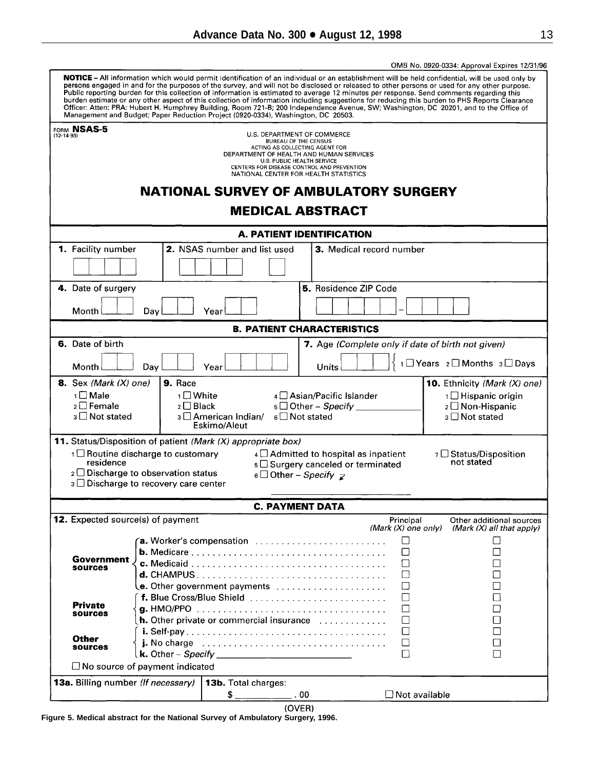OMB No. 0920-0334: Approval Expires 12/31/96

**NOTICE** – All information which would permit identification of an individual or an establishment will be held confidential, will be used only by persons engaged in and for the purposes of the survey, and will not be disclosed or released to other persons or used for any other purpose. Public reporting burden for this collection of information is estimated to average 12 minutes per response. Send comments regarding this burden estimate or any other aspect of this collection of information including suggestions for reducing this burden to PHS Reports Clearance Officer: Atten: PRA: Hubert H. Humphrey Building, Room 721-B; 200 Independence Avenue, SW; Washington, DC 20201, and to the Office of Management and Budget; Paper Reduction Project (0920-0334), Washington, DC 20503.

FORM **NSAS-5**
(12-14-93)

U.S. DEPARTMENT OF COMMERCE
BUREAU OF THE CENSUS
ACTING AS COLLECTING AGENT FOR
DEPARTMENT OF HEALTH AND HUMAN SERVICES
U.S. PUBLIC HEALTH SERVICE
CENTERS FOR DISEASE CONTROL AND PREVENTION
NATIONAL CENTER FOR HEALTH STATISTICS

# NATIONAL SURVEY OF AMBULATORY SURGERY

## MEDICAL ABSTRACT

### A. PATIENT IDENTIFICATION

**1.** Facility number

**2.** NSAS number and list used

**3.** Medical record number

**4.** Date of surgery
Month ___ Day ___ Year ___

**5.** Residence ZIP Code
_____ – ____

### B. PATIENT CHARACTERISTICS

**6.** Date of birth
Month ___ Day ___ Year ___

**7.** Age *(Complete only if date of birth not given)*
Units ___ { 1 ☐ Years 2 ☐ Months 3 ☐ Days

**8.** Sex *(Mark (X) one)*
1 ☐ Male
2 ☐ Female
3 ☐ Not stated

**9.** Race
1 ☐ White
2 ☐ Black
3 ☐ American Indian/ Eskimo/Aleut
4 ☐ Asian/Pacific Islander
5 ☐ Other – *Specify* ___________
6 ☐ Not stated

**10.** Ethnicity *(Mark (X) one)*
1 ☐ Hispanic origin
2 ☐ Non-Hispanic
3 ☐ Not stated

**11.** Status/Disposition of patient *(Mark (X) appropriate box)*
1 ☐ Routine discharge to customary residence
2 ☐ Discharge to observation status
3 ☐ Discharge to recovery care center
4 ☐ Admitted to hospital as inpatient
5 ☐ Surgery canceled or terminated
6 ☐ Other – *Specify* ↙
___________________
7 ☐ Status/Disposition not stated

### C. PAYMENT DATA

**12.** Expected source(s) of payment

| | | Principal *(Mark (X) one only)* | Other additional sources *(Mark (X) all that apply)* |
|---|---|---|---|
| **Government sources** | **a.** Worker's compensation | ☐ | ☐ |
| | **b.** Medicare | ☐ | ☐ |
| | **c.** Medicaid | ☐ | ☐ |
| | **d.** CHAMPUS | ☐ | ☐ |
| | **e.** Other government payments | ☐ | ☐ |
| **Private sources** | **f.** Blue Cross/Blue Shield | ☐ | ☐ |
| | **g.** HMO/PPO | ☐ | ☐ |
| | **h.** Other private or commercial insurance | ☐ | ☐ |
| **Other sources** | **i.** Self-pay | ☐ | ☐ |
| | **j.** No charge | ☐ | ☐ |
| | **k.** Other – *Specify* ___________ | ☐ | ☐ |

☐ No source of payment indicated

**13a.** Billing number *(If necessary)*

**13b.** Total charges:
$ __________ . 00 ☐ Not available

(OVER)

**Figure 5. Medical abstract for the National Survey of Ambulatory Surgery, 1996.**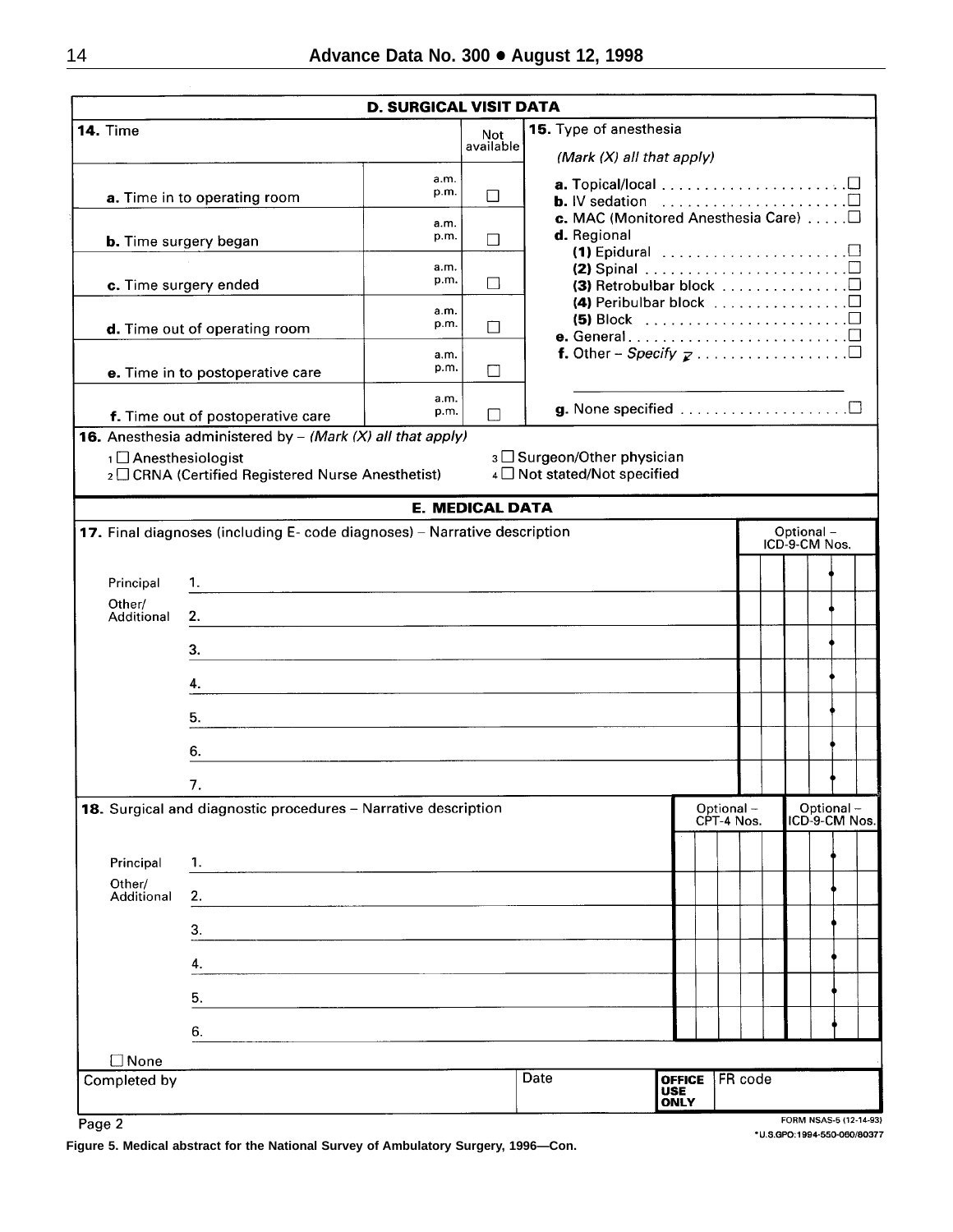## D. SURGICAL VISIT DATA

**14.** Time

| | | Not available |
|---|---|---|
| **a.** Time in to operating room | a.m. / p.m. | ☐ |
| **b.** Time surgery began | a.m. / p.m. | ☐ |
| **c.** Time surgery ended | a.m. / p.m. | ☐ |
| **d.** Time out of operating room | a.m. / p.m. | ☐ |
| **e.** Time in to postoperative care | a.m. / p.m. | ☐ |
| **f.** Time out of postoperative care | a.m. / p.m. | ☐ |

**15.** Type of anesthesia

*(Mark (X) all that apply)*

- **a.** Topical/local ☐
- **b.** IV sedation ☐
- **c.** MAC (Monitored Anesthesia Care) ☐
- **d.** Regional
  - **(1)** Epidural ☐
  - **(2)** Spinal ☐
  - **(3)** Retrobulbar block ☐
  - **(4)** Peribulbar block ☐
  - **(5)** Block ☐
- **e.** General ☐
- **f.** Other – *Specify* ☐ ____________
- **g.** None specified ☐

**16.** Anesthesia administered by – *(Mark (X) all that apply)*

1 ☐ Anesthesiologist
2 ☐ CRNA (Certified Registered Nurse Anesthetist)
3 ☐ Surgeon/Other physician
4 ☐ Not stated/Not specified

## E. MEDICAL DATA

**17.** Final diagnoses (including E- code diagnoses) – Narrative description

| | | Optional – ICD-9-CM Nos. |
|---|---|---|
| Principal | 1. | |
| Other/ Additional | 2. | |
| | 3. | |
| | 4. | |
| | 5. | |
| | 6. | |
| | 7. | |

**18.** Surgical and diagnostic procedures – Narrative description

| | | Optional – CPT-4 Nos. | Optional – ICD-9-CM Nos. |
|---|---|---|---|
| Principal | 1. | | |
| Other/ Additional | 2. | | |
| | 3. | | |
| | 4. | | |
| | 5. | | |
| | 6. | | |

☐ None

| Completed by | Date | OFFICE USE ONLY | FR code |
|---|---|---|---|
| | | | |

Page 2

FORM NSAS-5 (12-14-93)

*U.S.GPO:1994-550-060/80377

**Figure 5. Medical abstract for the National Survey of Ambulatory Surgery, 1996—Con.**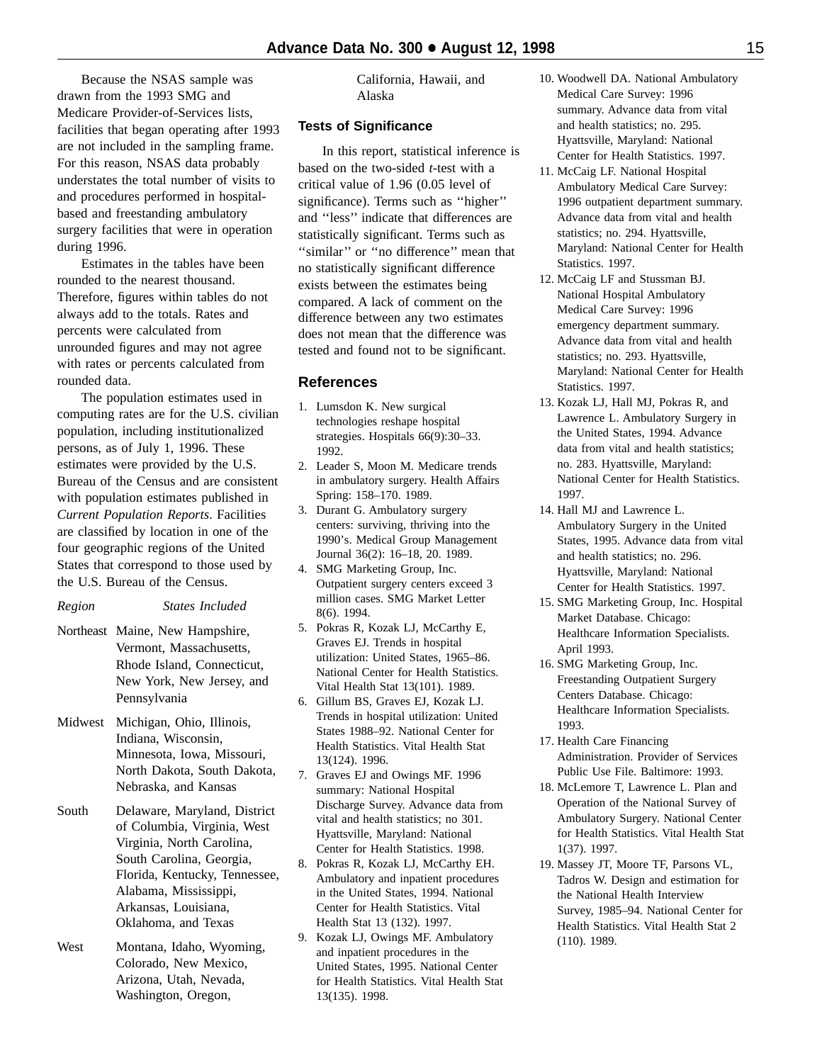Because the NSAS sample was drawn from the 1993 SMG and Medicare Provider-of-Services lists, facilities that began operating after 1993 are not included in the sampling frame. For this reason, NSAS data probably understates the total number of visits to and procedures performed in hospital-based and freestanding ambulatory surgery facilities that were in operation during 1996.

Estimates in the tables have been rounded to the nearest thousand. Therefore, figures within tables do not always add to the totals. Rates and percents were calculated from unrounded figures and may not agree with rates or percents calculated from rounded data.

The population estimates used in computing rates are for the U.S. civilian population, including institutionalized persons, as of July 1, 1996. These estimates were provided by the U.S. Bureau of the Census and are consistent with population estimates published in *Current Population Reports*. Facilities are classified by location in one of the four geographic regions of the United States that correspond to those used by the U.S. Bureau of the Census.

| *Region* | *States Included* |
|---|---|
| Northeast | Maine, New Hampshire, Vermont, Massachusetts, Rhode Island, Connecticut, New York, New Jersey, and Pennsylvania |
| Midwest | Michigan, Ohio, Illinois, Indiana, Wisconsin, Minnesota, Iowa, Missouri, North Dakota, South Dakota, Nebraska, and Kansas |
| South | Delaware, Maryland, District of Columbia, Virginia, West Virginia, North Carolina, South Carolina, Georgia, Florida, Kentucky, Tennessee, Alabama, Mississippi, Arkansas, Louisiana, Oklahoma, and Texas |
| West | Montana, Idaho, Wyoming, Colorado, New Mexico, Arizona, Utah, Nevada, Washington, Oregon, California, Hawaii, and Alaska |

### Tests of Significance

In this report, statistical inference is based on the two-sided *t*-test with a critical value of 1.96 (0.05 level of significance). Terms such as ''higher'' and ''less'' indicate that differences are statistically significant. Terms such as ''similar'' or ''no difference'' mean that no statistically significant difference exists between the estimates being compared. A lack of comment on the difference between any two estimates does not mean that the difference was tested and found not to be significant.

## References

1. Lumsdon K. New surgical technologies reshape hospital strategies. Hospitals 66(9):30–33. 1992.
2. Leader S, Moon M. Medicare trends in ambulatory surgery. Health Affairs Spring: 158–170. 1989.
3. Durant G. Ambulatory surgery centers: surviving, thriving into the 1990's. Medical Group Management Journal 36(2): 16–18, 20. 1989.
4. SMG Marketing Group, Inc. Outpatient surgery centers exceed 3 million cases. SMG Market Letter 8(6). 1994.
5. Pokras R, Kozak LJ, McCarthy E, Graves EJ. Trends in hospital utilization: United States, 1965–86. National Center for Health Statistics. Vital Health Stat 13(101). 1989.
6. Gillum BS, Graves EJ, Kozak LJ. Trends in hospital utilization: United States 1988–92. National Center for Health Statistics. Vital Health Stat 13(124). 1996.
7. Graves EJ and Owings MF. 1996 summary: National Hospital Discharge Survey. Advance data from vital and health statistics; no 301. Hyattsville, Maryland: National Center for Health Statistics. 1998.
8. Pokras R, Kozak LJ, McCarthy EH. Ambulatory and inpatient procedures in the United States, 1994. National Center for Health Statistics. Vital Health Stat 13 (132). 1997.
9. Kozak LJ, Owings MF. Ambulatory and inpatient procedures in the United States, 1995. National Center for Health Statistics. Vital Health Stat 13(135). 1998.
10. Woodwell DA. National Ambulatory Medical Care Survey: 1996 summary. Advance data from vital and health statistics; no. 295. Hyattsville, Maryland: National Center for Health Statistics. 1997.
11. McCaig LF. National Hospital Ambulatory Medical Care Survey: 1996 outpatient department summary. Advance data from vital and health statistics; no. 294. Hyattsville, Maryland: National Center for Health Statistics. 1997.
12. McCaig LF and Stussman BJ. National Hospital Ambulatory Medical Care Survey: 1996 emergency department summary. Advance data from vital and health statistics; no. 293. Hyattsville, Maryland: National Center for Health Statistics. 1997.
13. Kozak LJ, Hall MJ, Pokras R, and Lawrence L. Ambulatory Surgery in the United States, 1994. Advance data from vital and health statistics; no. 283. Hyattsville, Maryland: National Center for Health Statistics. 1997.
14. Hall MJ and Lawrence L. Ambulatory Surgery in the United States, 1995. Advance data from vital and health statistics; no. 296. Hyattsville, Maryland: National Center for Health Statistics. 1997.
15. SMG Marketing Group, Inc. Hospital Market Database. Chicago: Healthcare Information Specialists. April 1993.
16. SMG Marketing Group, Inc. Freestanding Outpatient Surgery Centers Database. Chicago: Healthcare Information Specialists. 1993.
17. Health Care Financing Administration. Provider of Services Public Use File. Baltimore: 1993.
18. McLemore T, Lawrence L. Plan and Operation of the National Survey of Ambulatory Surgery. National Center for Health Statistics. Vital Health Stat 1(37). 1997.
19. Massey JT, Moore TF, Parsons VL, Tadros W. Design and estimation for the National Health Interview Survey, 1985–94. National Center for Health Statistics. Vital Health Stat 2 (110). 1989.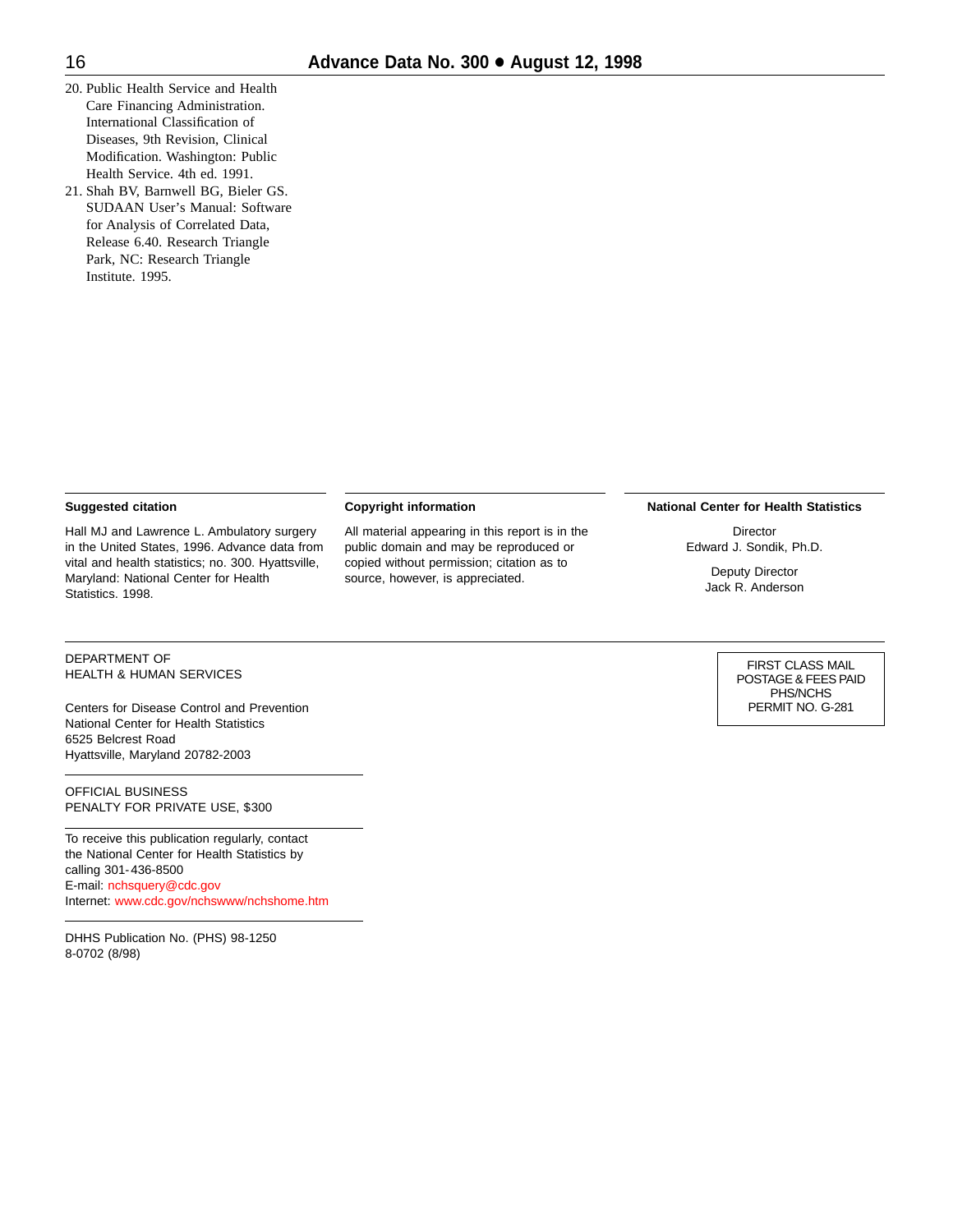20. Public Health Service and Health Care Financing Administration. International Classification of Diseases, 9th Revision, Clinical Modification. Washington: Public Health Service. 4th ed. 1991.
21. Shah BV, Barnwell BG, Bieler GS. SUDAAN User's Manual: Software for Analysis of Correlated Data, Release 6.40. Research Triangle Park, NC: Research Triangle Institute. 1995.

**Suggested citation**

Hall MJ and Lawrence L. Ambulatory surgery in the United States, 1996. Advance data from vital and health statistics; no. 300. Hyattsville, Maryland: National Center for Health Statistics. 1998.

**Copyright information**

All material appearing in this report is in the public domain and may be reproduced or copied without permission; citation as to source, however, is appreciated.

**National Center for Health Statistics**

Director
Edward J. Sondik, Ph.D.

Deputy Director
Jack R. Anderson

DEPARTMENT OF
HEALTH & HUMAN SERVICES

Centers for Disease Control and Prevention
National Center for Health Statistics
6525 Belcrest Road
Hyattsville, Maryland 20782-2003

OFFICIAL BUSINESS
PENALTY FOR PRIVATE USE, $300

To receive this publication regularly, contact the National Center for Health Statistics by calling 301-436-8500
E-mail: nchsquery@cdc.gov
Internet: www.cdc.gov/nchswww/nchshome.htm

DHHS Publication No. (PHS) 98-1250
8-0702 (8/98)

FIRST CLASS MAIL
POSTAGE & FEES PAID
PHS/NCHS
PERMIT NO. G-281